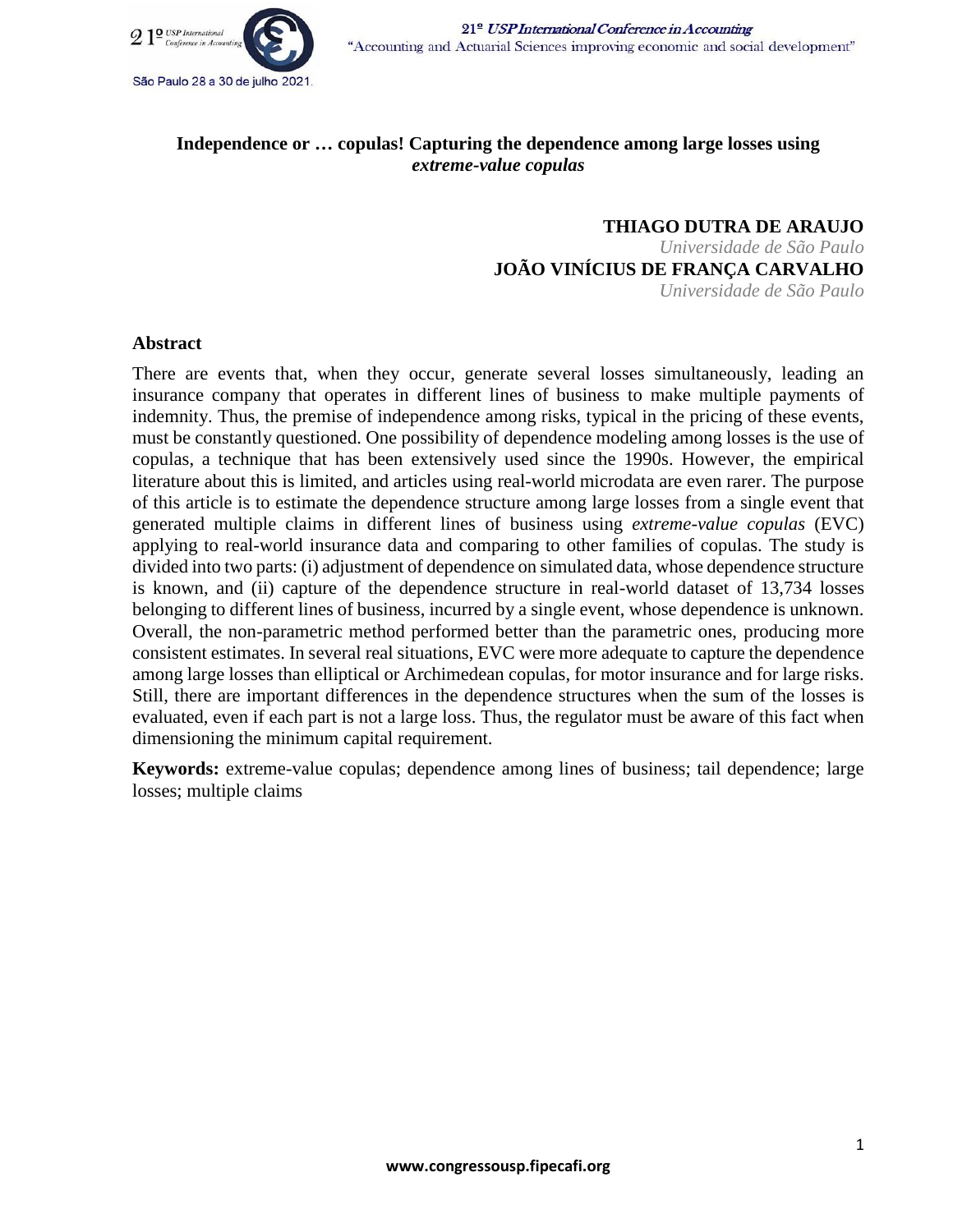# Independence or … copulas! Capturing the dependence among large losses using *extreme-value copulas*

**THIAGO DUTRA DE ARAUJO**
*Universidade de São Paulo*
**JOÃO VINÍCIUS DE FRANÇA CARVALHO**
*Universidade de São Paulo*

## Abstract

There are events that, when they occur, generate several losses simultaneously, leading an insurance company that operates in different lines of business to make multiple payments of indemnity. Thus, the premise of independence among risks, typical in the pricing of these events, must be constantly questioned. One possibility of dependence modeling among losses is the use of copulas, a technique that has been extensively used since the 1990s. However, the empirical literature about this is limited, and articles using real-world microdata are even rarer. The purpose of this article is to estimate the dependence structure among large losses from a single event that generated multiple claims in different lines of business using *extreme-value copulas* (EVC) applying to real-world insurance data and comparing to other families of copulas. The study is divided into two parts: (i) adjustment of dependence on simulated data, whose dependence structure is known, and (ii) capture of the dependence structure in real-world dataset of 13,734 losses belonging to different lines of business, incurred by a single event, whose dependence is unknown. Overall, the non-parametric method performed better than the parametric ones, producing more consistent estimates. In several real situations, EVC were more adequate to capture the dependence among large losses than elliptical or Archimedean copulas, for motor insurance and for large risks. Still, there are important differences in the dependence structures when the sum of the losses is evaluated, even if each part is not a large loss. Thus, the regulator must be aware of this fact when dimensioning the minimum capital requirement.

**Keywords:** extreme-value copulas; dependence among lines of business; tail dependence; large losses; multiple claims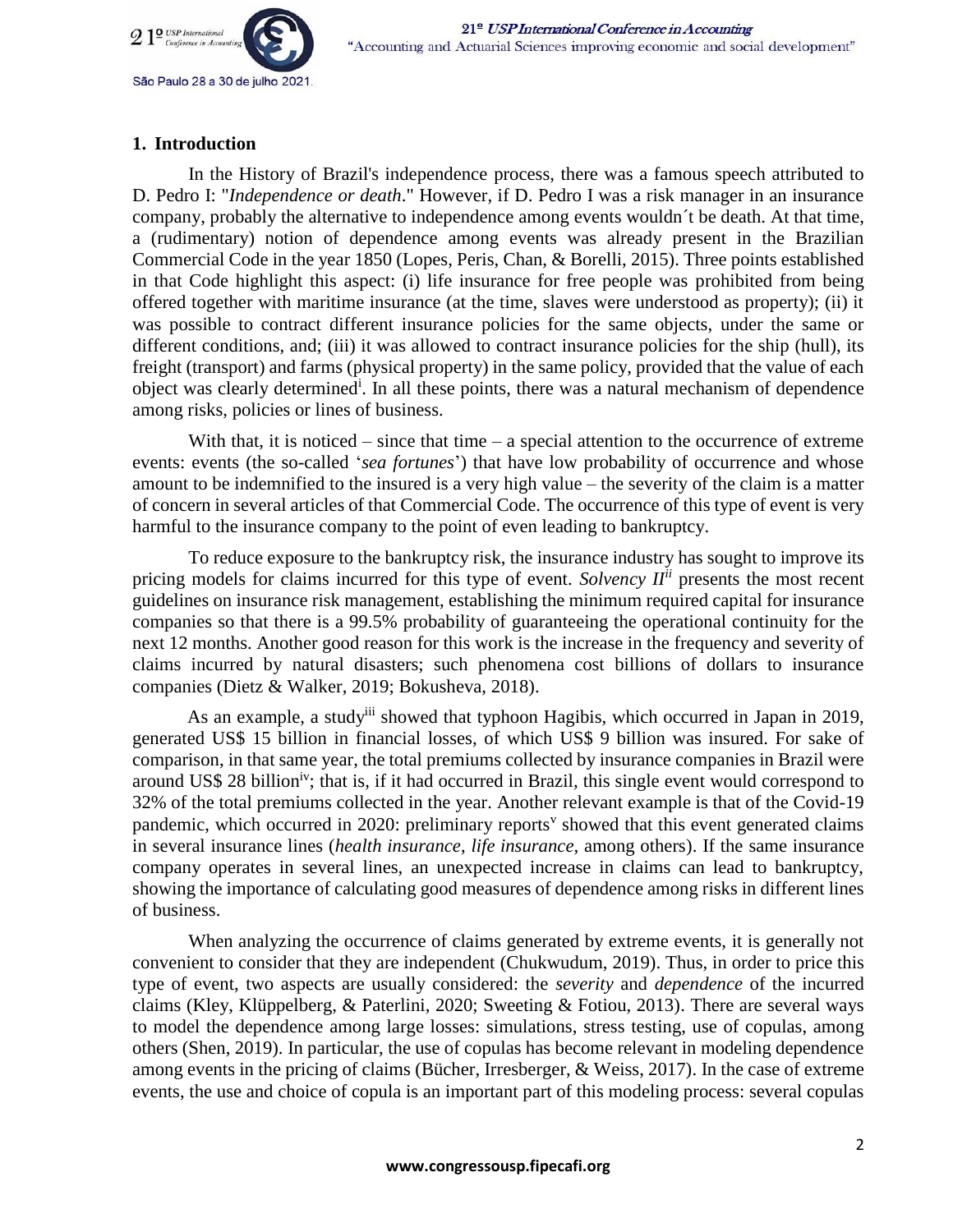## 1. Introduction

In the History of Brazil's independence process, there was a famous speech attributed to D. Pedro I: "*Independence or death*." However, if D. Pedro I was a risk manager in an insurance company, probably the alternative to independence among events wouldn´t be death. At that time, a (rudimentary) notion of dependence among events was already present in the Brazilian Commercial Code in the year 1850 (Lopes, Peris, Chan, & Borelli, 2015). Three points established in that Code highlight this aspect: (i) life insurance for free people was prohibited from being offered together with maritime insurance (at the time, slaves were understood as property); (ii) it was possible to contract different insurance policies for the same objects, under the same or different conditions, and; (iii) it was allowed to contract insurance policies for the ship (hull), its freight (transport) and farms (physical property) in the same policy, provided that the value of each object was clearly determined[i]. In all these points, there was a natural mechanism of dependence among risks, policies or lines of business.

With that, it is noticed – since that time – a special attention to the occurrence of extreme events: events (the so-called '*sea fortunes*') that have low probability of occurrence and whose amount to be indemnified to the insured is a very high value – the severity of the claim is a matter of concern in several articles of that Commercial Code. The occurrence of this type of event is very harmful to the insurance company to the point of even leading to bankruptcy.

To reduce exposure to the bankruptcy risk, the insurance industry has sought to improve its pricing models for claims incurred for this type of event. *Solvency II*[ii] presents the most recent guidelines on insurance risk management, establishing the minimum required capital for insurance companies so that there is a 99.5% probability of guaranteeing the operational continuity for the next 12 months. Another good reason for this work is the increase in the frequency and severity of claims incurred by natural disasters; such phenomena cost billions of dollars to insurance companies (Dietz & Walker, 2019; Bokusheva, 2018).

As an example, a study[iii] showed that typhoon Hagibis, which occurred in Japan in 2019, generated US$ 15 billion in financial losses, of which US$ 9 billion was insured. For sake of comparison, in that same year, the total premiums collected by insurance companies in Brazil were around US$ 28 billion[iv]; that is, if it had occurred in Brazil, this single event would correspond to 32% of the total premiums collected in the year. Another relevant example is that of the Covid-19 pandemic, which occurred in 2020: preliminary reports[v] showed that this event generated claims in several insurance lines (*health insurance*, *life insurance*, among others). If the same insurance company operates in several lines, an unexpected increase in claims can lead to bankruptcy, showing the importance of calculating good measures of dependence among risks in different lines of business.

When analyzing the occurrence of claims generated by extreme events, it is generally not convenient to consider that they are independent (Chukwudum, 2019). Thus, in order to price this type of event, two aspects are usually considered: the *severity* and *dependence* of the incurred claims (Kley, Klüppelberg, & Paterlini, 2020; Sweeting & Fotiou, 2013). There are several ways to model the dependence among large losses: simulations, stress testing, use of copulas, among others (Shen, 2019). In particular, the use of copulas has become relevant in modeling dependence among events in the pricing of claims (Bücher, Irresberger, & Weiss, 2017). In the case of extreme events, the use and choice of copula is an important part of this modeling process: several copulas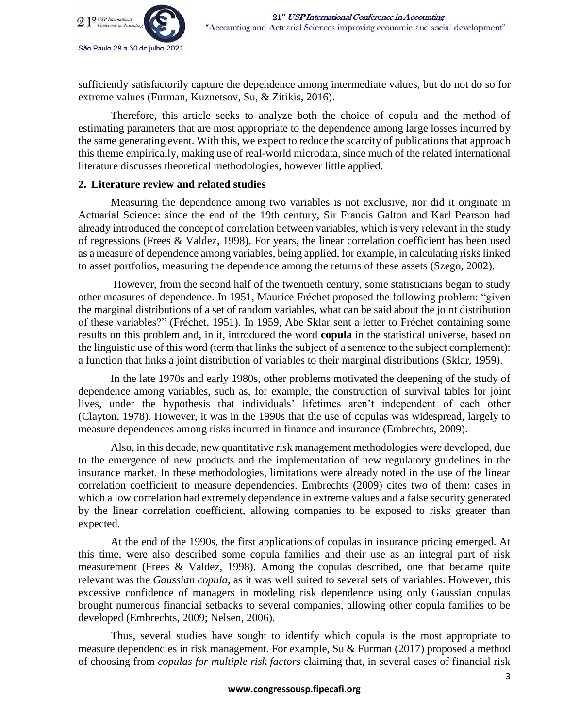sufficiently satisfactorily capture the dependence among intermediate values, but do not do so for extreme values (Furman, Kuznetsov, Su, & Zitikis, 2016).

Therefore, this article seeks to analyze both the choice of copula and the method of estimating parameters that are most appropriate to the dependence among large losses incurred by the same generating event. With this, we expect to reduce the scarcity of publications that approach this theme empirically, making use of real-world microdata, since much of the related international literature discusses theoretical methodologies, however little applied.

## 2. Literature review and related studies

Measuring the dependence among two variables is not exclusive, nor did it originate in Actuarial Science: since the end of the 19th century, Sir Francis Galton and Karl Pearson had already introduced the concept of correlation between variables, which is very relevant in the study of regressions (Frees & Valdez, 1998). For years, the linear correlation coefficient has been used as a measure of dependence among variables, being applied, for example, in calculating risks linked to asset portfolios, measuring the dependence among the returns of these assets (Szego, 2002).

However, from the second half of the twentieth century, some statisticians began to study other measures of dependence. In 1951, Maurice Fréchet proposed the following problem: "given the marginal distributions of a set of random variables, what can be said about the joint distribution of these variables?" (Fréchet, 1951). In 1959, Abe Sklar sent a letter to Fréchet containing some results on this problem and, in it, introduced the word **copula** in the statistical universe, based on the linguistic use of this word (term that links the subject of a sentence to the subject complement): a function that links a joint distribution of variables to their marginal distributions (Sklar, 1959).

In the late 1970s and early 1980s, other problems motivated the deepening of the study of dependence among variables, such as, for example, the construction of survival tables for joint lives, under the hypothesis that individuals' lifetimes aren't independent of each other (Clayton, 1978). However, it was in the 1990s that the use of copulas was widespread, largely to measure dependences among risks incurred in finance and insurance (Embrechts, 2009).

Also, in this decade, new quantitative risk management methodologies were developed, due to the emergence of new products and the implementation of new regulatory guidelines in the insurance market. In these methodologies, limitations were already noted in the use of the linear correlation coefficient to measure dependencies. Embrechts (2009) cites two of them: cases in which a low correlation had extremely dependence in extreme values and a false security generated by the linear correlation coefficient, allowing companies to be exposed to risks greater than expected.

At the end of the 1990s, the first applications of copulas in insurance pricing emerged. At this time, were also described some copula families and their use as an integral part of risk measurement (Frees & Valdez, 1998). Among the copulas described, one that became quite relevant was the *Gaussian copula*, as it was well suited to several sets of variables. However, this excessive confidence of managers in modeling risk dependence using only Gaussian copulas brought numerous financial setbacks to several companies, allowing other copula families to be developed (Embrechts, 2009; Nelsen, 2006).

Thus, several studies have sought to identify which copula is the most appropriate to measure dependencies in risk management. For example, Su & Furman (2017) proposed a method of choosing from *copulas for multiple risk factors* claiming that, in several cases of financial risk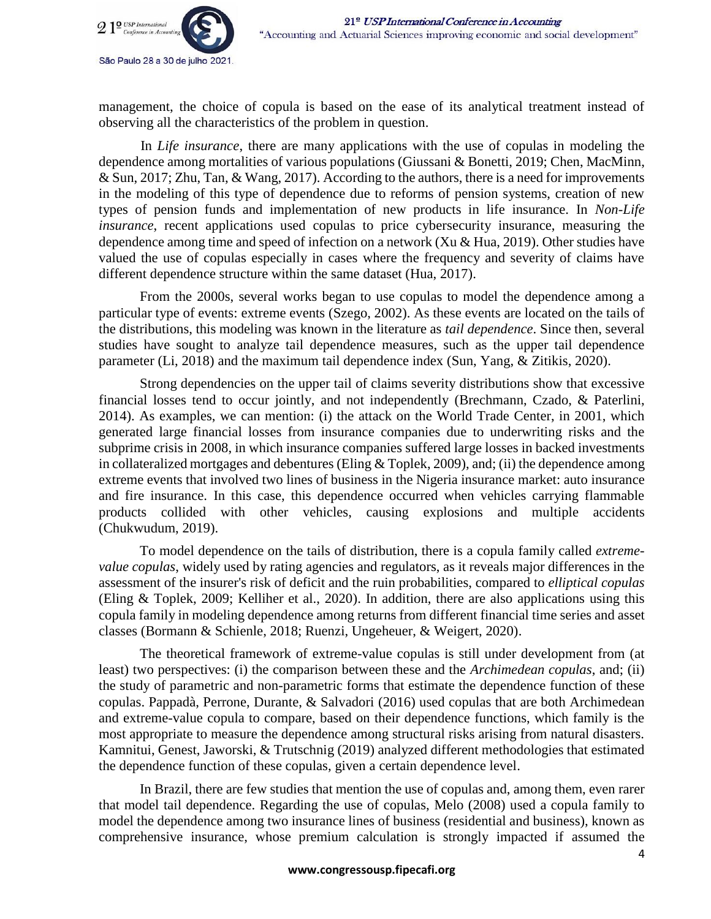management, the choice of copula is based on the ease of its analytical treatment instead of observing all the characteristics of the problem in question.

In *Life insurance*, there are many applications with the use of copulas in modeling the dependence among mortalities of various populations (Giussani & Bonetti, 2019; Chen, MacMinn, & Sun, 2017; Zhu, Tan, & Wang, 2017). According to the authors, there is a need for improvements in the modeling of this type of dependence due to reforms of pension systems, creation of new types of pension funds and implementation of new products in life insurance. In *Non-Life insurance*, recent applications used copulas to price cybersecurity insurance, measuring the dependence among time and speed of infection on a network (Xu & Hua, 2019). Other studies have valued the use of copulas especially in cases where the frequency and severity of claims have different dependence structure within the same dataset (Hua, 2017).

From the 2000s, several works began to use copulas to model the dependence among a particular type of events: extreme events (Szego, 2002). As these events are located on the tails of the distributions, this modeling was known in the literature as *tail dependence*. Since then, several studies have sought to analyze tail dependence measures, such as the upper tail dependence parameter (Li, 2018) and the maximum tail dependence index (Sun, Yang, & Zitikis, 2020).

Strong dependencies on the upper tail of claims severity distributions show that excessive financial losses tend to occur jointly, and not independently (Brechmann, Czado, & Paterlini, 2014). As examples, we can mention: (i) the attack on the World Trade Center, in 2001, which generated large financial losses from insurance companies due to underwriting risks and the subprime crisis in 2008, in which insurance companies suffered large losses in backed investments in collateralized mortgages and debentures (Eling & Toplek, 2009), and; (ii) the dependence among extreme events that involved two lines of business in the Nigeria insurance market: auto insurance and fire insurance. In this case, this dependence occurred when vehicles carrying flammable products collided with other vehicles, causing explosions and multiple accidents (Chukwudum, 2019).

To model dependence on the tails of distribution, there is a copula family called *extreme-value copulas*, widely used by rating agencies and regulators, as it reveals major differences in the assessment of the insurer's risk of deficit and the ruin probabilities, compared to *elliptical copulas* (Eling & Toplek, 2009; Kelliher et al., 2020). In addition, there are also applications using this copula family in modeling dependence among returns from different financial time series and asset classes (Bormann & Schienle, 2018; Ruenzi, Ungeheuer, & Weigert, 2020).

The theoretical framework of extreme-value copulas is still under development from (at least) two perspectives: (i) the comparison between these and the *Archimedean copulas*, and; (ii) the study of parametric and non-parametric forms that estimate the dependence function of these copulas. Pappadà, Perrone, Durante, & Salvadori (2016) used copulas that are both Archimedean and extreme-value copula to compare, based on their dependence functions, which family is the most appropriate to measure the dependence among structural risks arising from natural disasters. Kamnitui, Genest, Jaworski, & Trutschnig (2019) analyzed different methodologies that estimated the dependence function of these copulas, given a certain dependence level.

In Brazil, there are few studies that mention the use of copulas and, among them, even rarer that model tail dependence. Regarding the use of copulas, Melo (2008) used a copula family to model the dependence among two insurance lines of business (residential and business), known as comprehensive insurance, whose premium calculation is strongly impacted if assumed the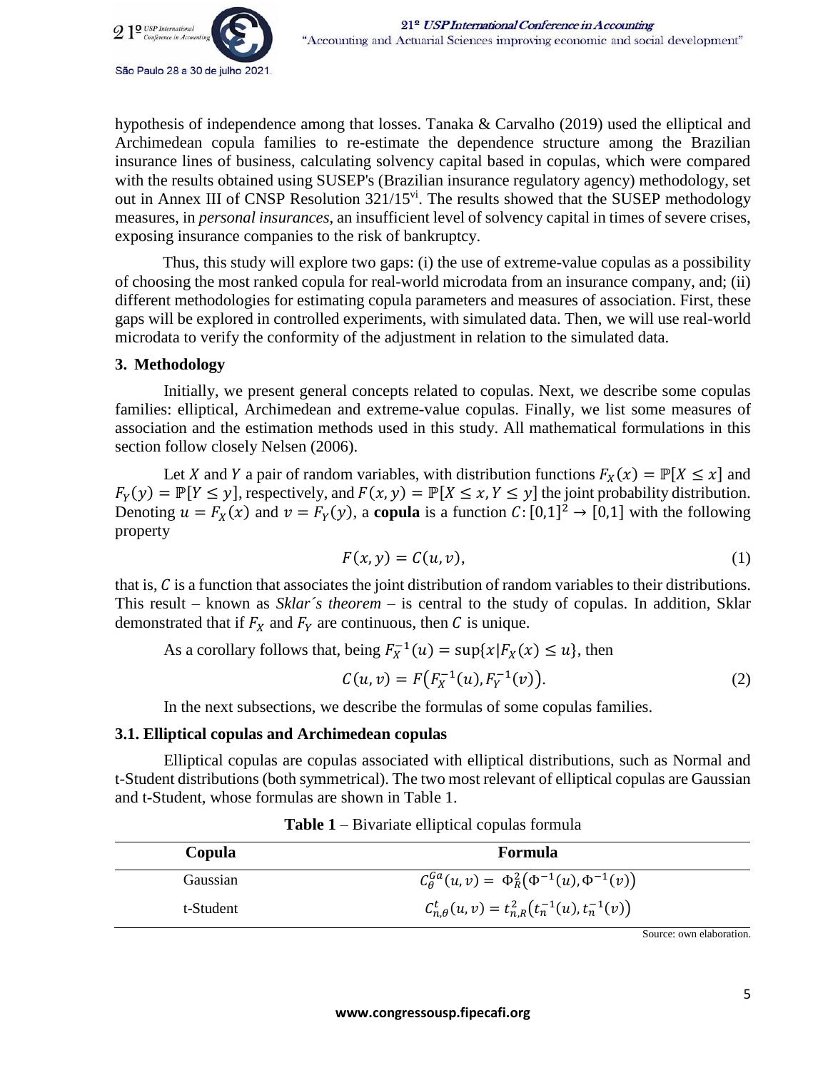hypothesis of independence among that losses. Tanaka & Carvalho (2019) used the elliptical and Archimedean copula families to re-estimate the dependence structure among the Brazilian insurance lines of business, calculating solvency capital based in copulas, which were compared with the results obtained using SUSEP's (Brazilian insurance regulatory agency) methodology, set out in Annex III of CNSP Resolution 321/15[vi]. The results showed that the SUSEP methodology measures, in *personal insurances*, an insufficient level of solvency capital in times of severe crises, exposing insurance companies to the risk of bankruptcy.

Thus, this study will explore two gaps: (i) the use of extreme-value copulas as a possibility of choosing the most ranked copula for real-world microdata from an insurance company, and; (ii) different methodologies for estimating copula parameters and measures of association. First, these gaps will be explored in controlled experiments, with simulated data. Then, we will use real-world microdata to verify the conformity of the adjustment in relation to the simulated data.

## 3. Methodology

Initially, we present general concepts related to copulas. Next, we describe some copulas families: elliptical, Archimedean and extreme-value copulas. Finally, we list some measures of association and the estimation methods used in this study. All mathematical formulations in this section follow closely Nelsen (2006).

Let $X$ and $Y$ a pair of random variables, with distribution functions $F_X(x) = \mathbb{P}[X \leq x]$ and $F_Y(y) = \mathbb{P}[Y \leq y]$, respectively, and $F(x, y) = \mathbb{P}[X \leq x, Y \leq y]$ the joint probability distribution. Denoting $u = F_X(x)$ and $v = F_Y(y)$, a **copula** is a function $C: [0,1]^2 \to [0,1]$ with the following property

$$F(x, y) = C(u, v), \tag{1}$$

that is, $C$ is a function that associates the joint distribution of random variables to their distributions. This result – known as *Sklar´s theorem* – is central to the study of copulas. In addition, Sklar demonstrated that if $F_X$ and $F_Y$ are continuous, then $C$ is unique.

As a corollary follows that, being $F_X^{-1}(u) = \sup\{x | F_X(x) \leq u\}$, then

$$C(u, v) = F\left(F_X^{-1}(u), F_Y^{-1}(v)\right). \tag{2}$$

In the next subsections, we describe the formulas of some copulas families.

### 3.1. Elliptical copulas and Archimedean copulas

Elliptical copulas are copulas associated with elliptical distributions, such as Normal and t-Student distributions (both symmetrical). The two most relevant of elliptical copulas are Gaussian and t-Student, whose formulas are shown in Table 1.

**Table 1** – Bivariate elliptical copulas formula

| Copula | Formula |
|---|---|
| Gaussian | $C_\theta^{Ga}(u, v) = \Phi_R^2\left(\Phi^{-1}(u), \Phi^{-1}(v)\right)$ |
| t-Student | $C_{n,\theta}^t(u, v) = t_{n,R}^2\left(t_n^{-1}(u), t_n^{-1}(v)\right)$ |

Source: own elaboration.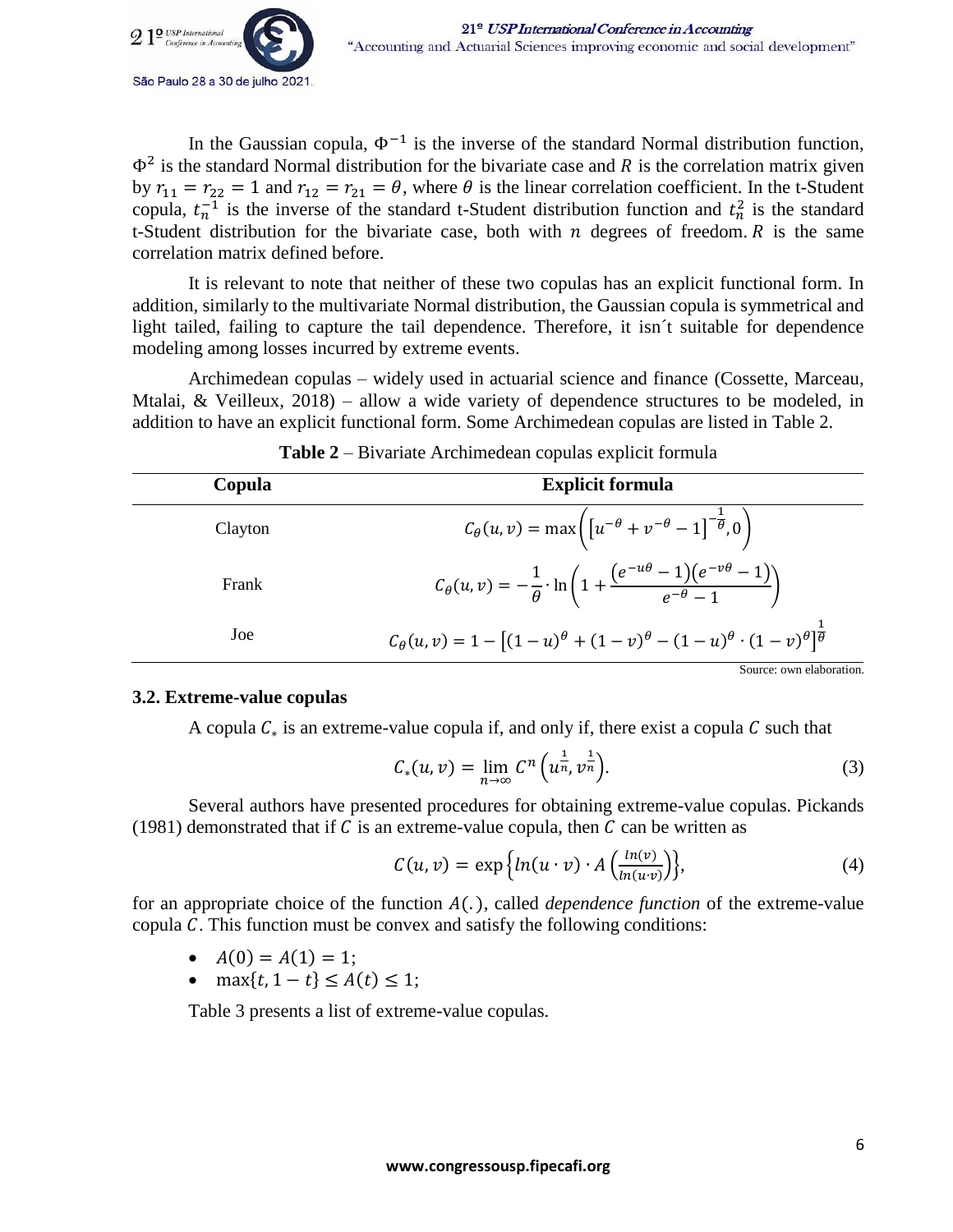In the Gaussian copula, $\Phi^{-1}$ is the inverse of the standard Normal distribution function, $\Phi^2$ is the standard Normal distribution for the bivariate case and $R$ is the correlation matrix given by $r_{11} = r_{22} = 1$ and $r_{12} = r_{21} = \theta$, where $\theta$ is the linear correlation coefficient. In the t-Student copula, $t_n^{-1}$ is the inverse of the standard t-Student distribution function and $t_n^2$ is the standard t-Student distribution for the bivariate case, both with $n$ degrees of freedom. $R$ is the same correlation matrix defined before.

It is relevant to note that neither of these two copulas has an explicit functional form. In addition, similarly to the multivariate Normal distribution, the Gaussian copula is symmetrical and light tailed, failing to capture the tail dependence. Therefore, it isn´t suitable for dependence modeling among losses incurred by extreme events.

Archimedean copulas – widely used in actuarial science and finance (Cossette, Marceau, Mtalai, & Veilleux, 2018) – allow a wide variety of dependence structures to be modeled, in addition to have an explicit functional form. Some Archimedean copulas are listed in Table 2.

**Table 2** – Bivariate Archimedean copulas explicit formula

| Copula | Explicit formula |
|---|---|
| Clayton | $C_\theta(u,v) = \max\left(\left[u^{-\theta} + v^{-\theta} - 1\right]^{-\frac{1}{\theta}}, 0\right)$ |
| Frank | $C_\theta(u,v) = -\frac{1}{\theta} \cdot \ln\left(1 + \frac{(e^{-u\theta} - 1)(e^{-v\theta} - 1)}{e^{-\theta} - 1}\right)$ |
| Joe | $C_\theta(u,v) = 1 - \left[(1-u)^\theta + (1-v)^\theta - (1-u)^\theta \cdot (1-v)^\theta\right]^{\frac{1}{\theta}}$ |

Source: own elaboration.

### 3.2. Extreme-value copulas

A copula $C_*$ is an extreme-value copula if, and only if, there exist a copula $C$ such that

$$C_*(u,v) = \lim_{n \to \infty} C^n\left(u^{\frac{1}{n}}, v^{\frac{1}{n}}\right). \quad (3)$$

Several authors have presented procedures for obtaining extreme-value copulas. Pickands (1981) demonstrated that if $C$ is an extreme-value copula, then $C$ can be written as

$$C(u,v) = \exp\left\{ln(u \cdot v) \cdot A\left(\frac{ln(v)}{ln(u \cdot v)}\right)\right\}, \quad (4)$$

for an appropriate choice of the function $A(.)$, called *dependence function* of the extreme-value copula $C$. This function must be convex and satisfy the following conditions:

- $A(0) = A(1) = 1$;
- $\max\{t, 1-t\} \leq A(t) \leq 1$;

Table 3 presents a list of extreme-value copulas.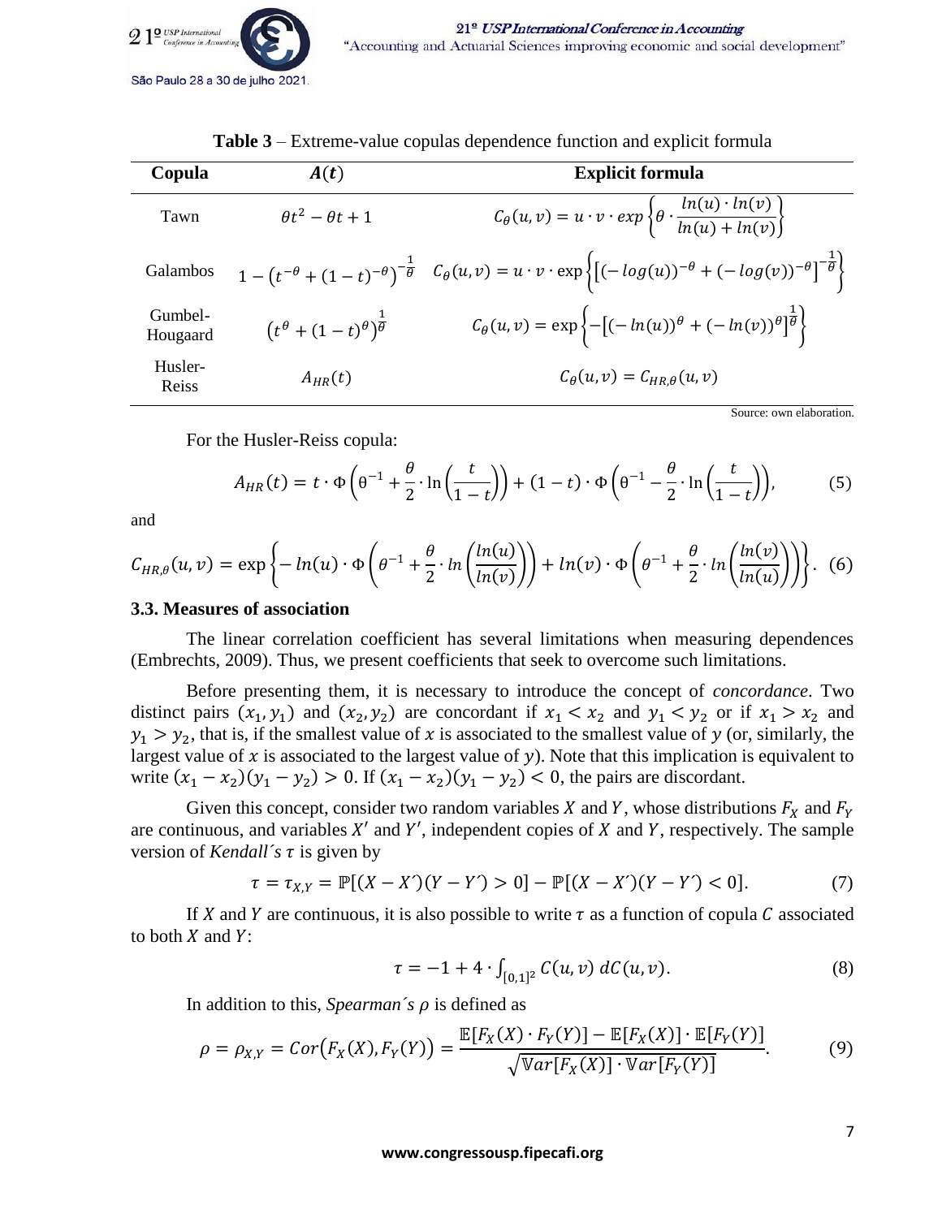**Table 3** – Extreme-value copulas dependence function and explicit formula

| Copula | $A(t)$ | Explicit formula |
|---|---|---|
| Tawn | $\theta t^2 - \theta t + 1$ | $C_\theta(u,v) = u \cdot v \cdot exp\left\{\theta \cdot \frac{ln(u) \cdot ln(v)}{ln(u) + ln(v)}\right\}$ |
| Galambos | $1 - \left(t^{-\theta} + (1-t)^{-\theta}\right)^{-\frac{1}{\theta}}$ | $C_\theta(u,v) = u \cdot v \cdot \exp\left\{\left[(-log(u))^{-\theta} + (-log(v))^{-\theta}\right]^{-\frac{1}{\theta}}\right\}$ |
| Gumbel-Hougaard | $\left(t^\theta + (1-t)^\theta\right)^{\frac{1}{\theta}}$ | $C_\theta(u,v) = \exp\left\{-\left[(-ln(u))^\theta + (-ln(v))^\theta\right]^{\frac{1}{\theta}}\right\}$ |
| Husler-Reiss | $A_{HR}(t)$ | $C_\theta(u,v) = C_{HR,\theta}(u,v)$ |

Source: own elaboration.

For the Husler-Reiss copula:

$$A_{HR}(t) = t \cdot \Phi\left(\theta^{-1} + \frac{\theta}{2} \cdot \ln\left(\frac{t}{1-t}\right)\right) + (1-t) \cdot \Phi\left(\theta^{-1} - \frac{\theta}{2} \cdot \ln\left(\frac{t}{1-t}\right)\right), \tag{5}$$

and

$$C_{HR,\theta}(u,v) = \exp\left\{-ln(u) \cdot \Phi\left(\theta^{-1} + \frac{\theta}{2} \cdot ln\left(\frac{ln(u)}{ln(v)}\right)\right) + ln(v) \cdot \Phi\left(\theta^{-1} + \frac{\theta}{2} \cdot ln\left(\frac{ln(v)}{ln(u)}\right)\right)\right\}. \tag{6}$$

### 3.3. Measures of association

The linear correlation coefficient has several limitations when measuring dependences (Embrechts, 2009). Thus, we present coefficients that seek to overcome such limitations.

Before presenting them, it is necessary to introduce the concept of *concordance*. Two distinct pairs $(x_1, y_1)$ and $(x_2, y_2)$ are concordant if $x_1 < x_2$ and $y_1 < y_2$ or if $x_1 > x_2$ and $y_1 > y_2$, that is, if the smallest value of $x$ is associated to the smallest value of $y$ (or, similarly, the largest value of $x$ is associated to the largest value of $y$). Note that this implication is equivalent to write $(x_1 - x_2)(y_1 - y_2) > 0$. If $(x_1 - x_2)(y_1 - y_2) < 0$, the pairs are discordant.

Given this concept, consider two random variables $X$ and $Y$, whose distributions $F_X$ and $F_Y$ are continuous, and variables $X'$ and $Y'$, independent copies of $X$ and $Y$, respectively. The sample version of *Kendall´s* $\tau$ is given by

$$\tau = \tau_{X,Y} = \mathbb{P}[(X - X')(Y - Y') > 0] - \mathbb{P}[(X - X')(Y - Y') < 0]. \tag{7}$$

If $X$ and $Y$ are continuous, it is also possible to write $\tau$ as a function of copula $C$ associated to both $X$ and $Y$:

$$\tau = -1 + 4 \cdot \int_{[0,1]^2} C(u,v)\, dC(u,v). \tag{8}$$

In addition to this, *Spearman´s* $\rho$ is defined as

$$\rho = \rho_{X,Y} = Cor\left(F_X(X), F_Y(Y)\right) = \frac{\mathbb{E}[F_X(X) \cdot F_Y(Y)] - \mathbb{E}[F_X(X)] \cdot \mathbb{E}[F_Y(Y)]}{\sqrt{\mathbb{V}ar[F_X(X)] \cdot \mathbb{V}ar[F_Y(Y)]}}. \tag{9}$$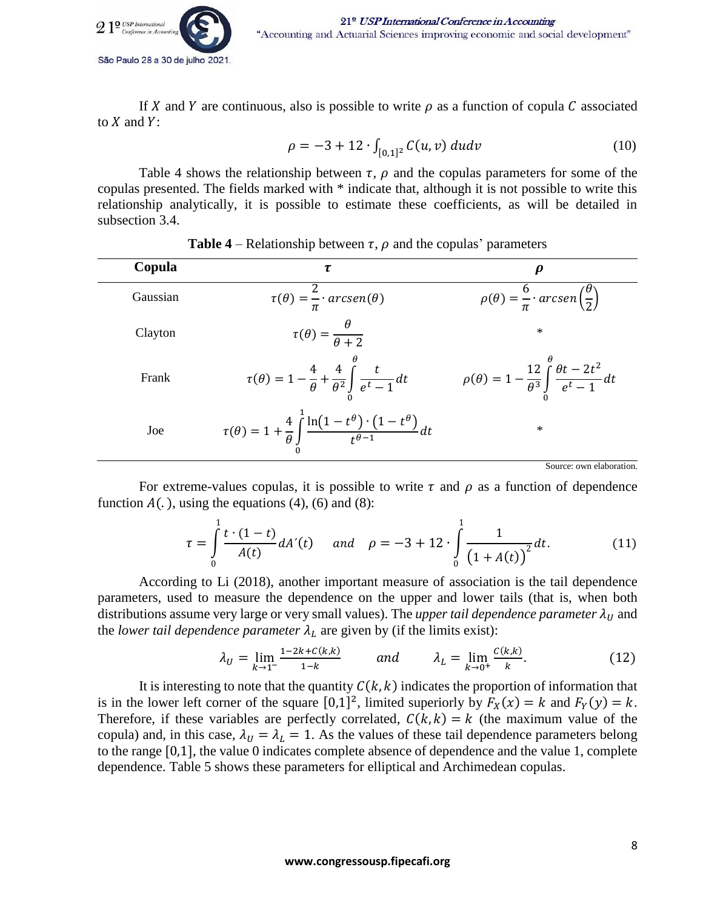If $X$ and $Y$ are continuous, also is possible to write $\rho$ as a function of copula $C$ associated to $X$ and $Y$:

$$\rho = -3 + 12 \cdot \int_{[0,1]^2} C(u, v)\, du dv \tag{10}$$

Table 4 shows the relationship between $\tau$, $\rho$ and the copulas parameters for some of the copulas presented. The fields marked with * indicate that, although it is not possible to write this relationship analytically, it is possible to estimate these coefficients, as will be detailed in subsection 3.4.

**Table 4** – Relationship between $\tau$, $\rho$ and the copulas' parameters

| **Copula** | $\boldsymbol{\tau}$ | $\boldsymbol{\rho}$ |
|---|---|---|
| Gaussian | $\tau(\theta) = \frac{2}{\pi} \cdot arcsen(\theta)$ | $\rho(\theta) = \frac{6}{\pi} \cdot arcsen\left(\frac{\theta}{2}\right)$ |
| Clayton | $\tau(\theta) = \frac{\theta}{\theta + 2}$ | * |
| Frank | $\tau(\theta) = 1 - \frac{4}{\theta} + \frac{4}{\theta^2} \int_0^\theta \frac{t}{e^t - 1} dt$ | $\rho(\theta) = 1 - \frac{12}{\theta^3} \int_0^\theta \frac{\theta t - 2t^2}{e^t - 1} dt$ |
| Joe | $\tau(\theta) = 1 + \frac{4}{\theta} \int_0^1 \frac{\ln(1 - t^\theta) \cdot (1 - t^\theta)}{t^{\theta - 1}} dt$ | * |

Source: own elaboration.

For extreme-values copulas, it is possible to write $\tau$ and $\rho$ as a function of dependence function $A(.)$, using the equations (4), (6) and (8):

$$\tau = \int_0^1 \frac{t \cdot (1 - t)}{A(t)} dA'(t) \quad \text{and} \quad \rho = -3 + 12 \cdot \int_0^1 \frac{1}{\left(1 + A(t)\right)^2} dt. \tag{11}$$

According to Li (2018), another important measure of association is the tail dependence parameters, used to measure the dependence on the upper and lower tails (that is, when both distributions assume very large or very small values). The *upper tail dependence parameter* $\lambda_U$ and the *lower tail dependence parameter* $\lambda_L$ are given by (if the limits exist):

$$\lambda_U = \lim_{k \to 1^-} \frac{1 - 2k + C(k,k)}{1 - k} \qquad \text{and} \qquad \lambda_L = \lim_{k \to 0^+} \frac{C(k,k)}{k}. \tag{12}$$

It is interesting to note that the quantity $C(k, k)$ indicates the proportion of information that is in the lower left corner of the square $[0,1]^2$, limited superiorly by $F_X(x) = k$ and $F_Y(y) = k$. Therefore, if these variables are perfectly correlated, $C(k, k) = k$ (the maximum value of the copula) and, in this case, $\lambda_U = \lambda_L = 1$. As the values of these tail dependence parameters belong to the range $[0,1]$, the value 0 indicates complete absence of dependence and the value 1, complete dependence. Table 5 shows these parameters for elliptical and Archimedean copulas.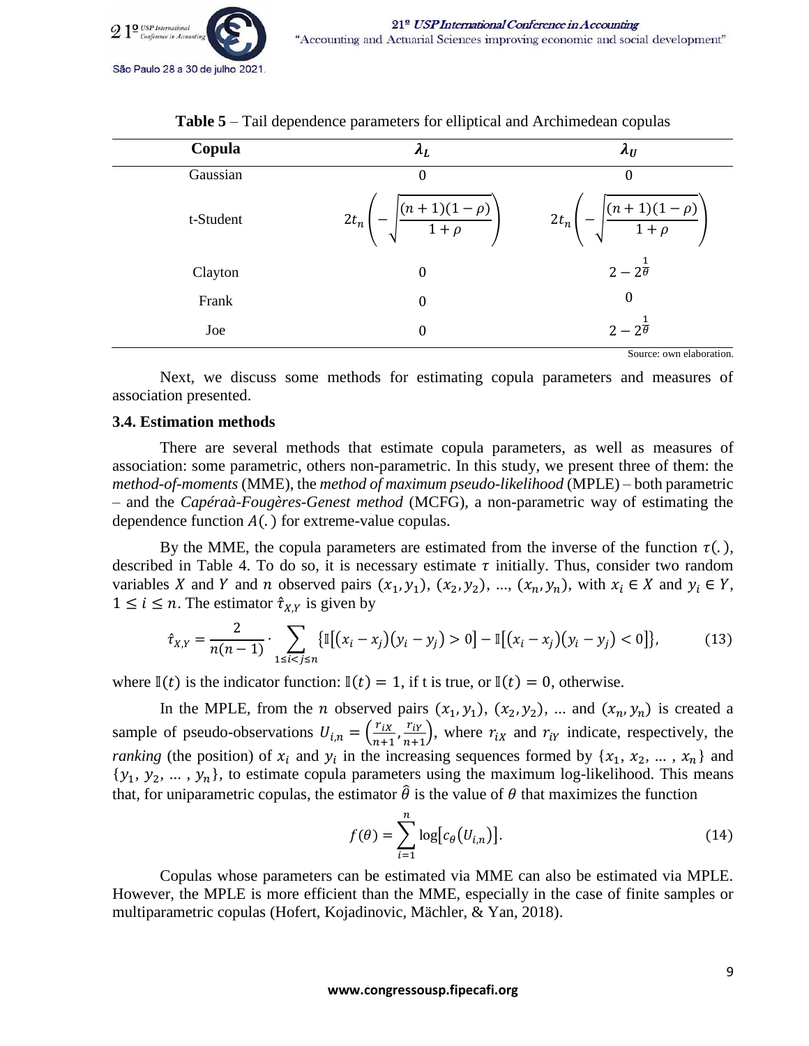**Table 5** – Tail dependence parameters for elliptical and Archimedean copulas

| Copula | $\lambda_L$ | $\lambda_U$ |
|---|---|---|
| Gaussian | 0 | 0 |
| t-Student | $2t_n\left(-\sqrt{\frac{(n+1)(1-\rho)}{1+\rho}}\right)$ | $2t_n\left(-\sqrt{\frac{(n+1)(1-\rho)}{1+\rho}}\right)$ |
| Clayton | 0 | $2-2^{\frac{1}{\theta}}$ |
| Frank | 0 | 0 |
| Joe | 0 | $2-2^{\frac{1}{\theta}}$ |

Source: own elaboration.

Next, we discuss some methods for estimating copula parameters and measures of association presented.

### 3.4. Estimation methods

There are several methods that estimate copula parameters, as well as measures of association: some parametric, others non-parametric. In this study, we present three of them: the *method-of-moments* (MME), the *method of maximum pseudo-likelihood* (MPLE) – both parametric – and the *Capéraà-Fougères-Genest method* (MCFG), a non-parametric way of estimating the dependence function $A(.)$ for extreme-value copulas.

By the MME, the copula parameters are estimated from the inverse of the function $\tau(.)$, described in Table 4. To do so, it is necessary estimate $\tau$ initially. Thus, consider two random variables $X$ and $Y$ and $n$ observed pairs $(x_1, y_1)$, $(x_2, y_2)$, ..., $(x_n, y_n)$, with $x_i \in X$ and $y_i \in Y$, $1 \leq i \leq n$. The estimator $\hat{\tau}_{X,Y}$ is given by

$$\hat{\tau}_{X,Y} = \frac{2}{n(n-1)} \cdot \sum_{1 \leq i < j \leq n} \{\mathbb{I}[(x_i - x_j)(y_i - y_j) > 0] - \mathbb{I}[(x_i - x_j)(y_i - y_j) < 0]\}, \tag{13}$$

where $\mathbb{I}(t)$ is the indicator function: $\mathbb{I}(t) = 1$, if t is true, or $\mathbb{I}(t) = 0$, otherwise.

In the MPLE, from the $n$ observed pairs $(x_1, y_1)$, $(x_2, y_2)$, ... and $(x_n, y_n)$ is created a sample of pseudo-observations $U_{i,n} = \left(\frac{r_{iX}}{n+1}, \frac{r_{iY}}{n+1}\right)$, where $r_{iX}$ and $r_{iY}$ indicate, respectively, the *ranking* (the position) of $x_i$ and $y_i$ in the increasing sequences formed by $\{x_1, x_2, \dots, x_n\}$ and $\{y_1, y_2, \dots, y_n\}$, to estimate copula parameters using the maximum log-likelihood. This means that, for uniparametric copulas, the estimator $\hat{\theta}$ is the value of $\theta$ that maximizes the function

$$f(\theta) = \sum_{i=1}^{n} \log[c_\theta(U_{i,n})]. \tag{14}$$

Copulas whose parameters can be estimated via MME can also be estimated via MPLE. However, the MPLE is more efficient than the MME, especially in the case of finite samples or multiparametric copulas (Hofert, Kojadinovic, Mächler, & Yan, 2018).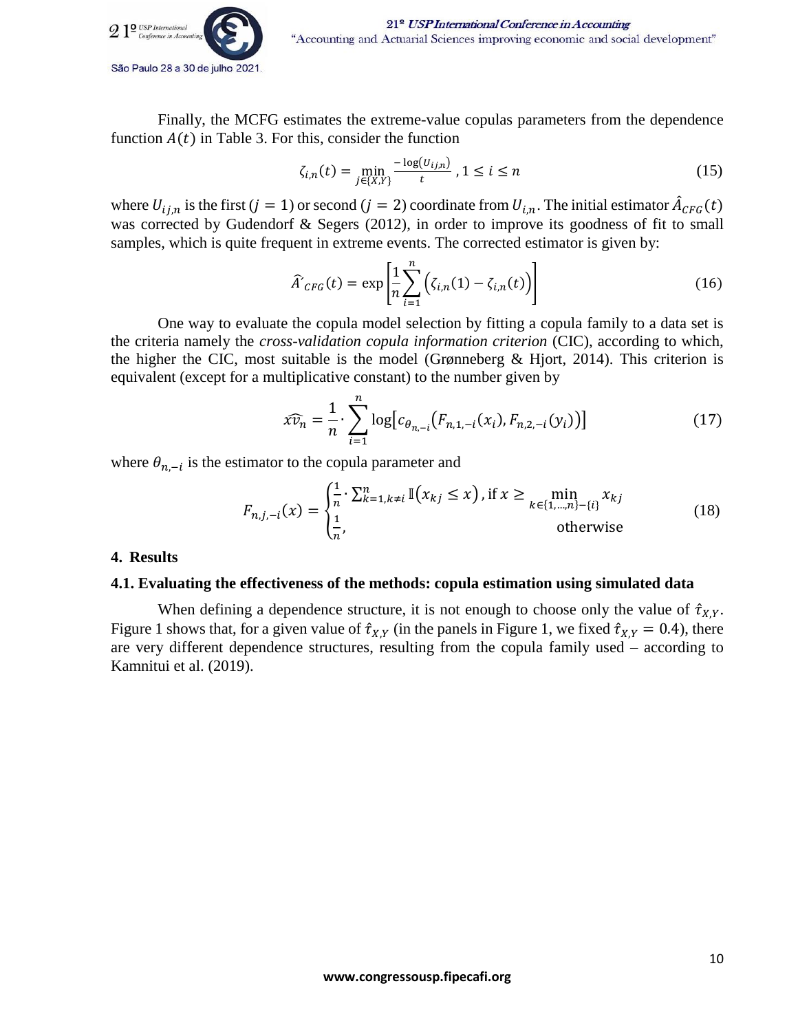Finally, the MCFG estimates the extreme-value copulas parameters from the dependence function $A(t)$ in Table 3. For this, consider the function

$$\zeta_{i,n}(t) = \min_{j\in\{X,Y\}} \frac{-\log(U_{ij,n})}{t}, 1 \le i \le n \tag{15}$$

where $U_{ij,n}$ is the first ($j = 1$) or second ($j = 2$) coordinate from $U_{i,n}$. The initial estimator $\hat{A}_{CFG}(t)$ was corrected by Gudendorf & Segers (2012), in order to improve its goodness of fit to small samples, which is quite frequent in extreme events. The corrected estimator is given by:

$$\hat{A'}_{CFG}(t) = \exp\left[\frac{1}{n}\sum_{i=1}^{n}\left(\zeta_{i,n}(1) - \zeta_{i,n}(t)\right)\right] \tag{16}$$

One way to evaluate the copula model selection by fitting a copula family to a data set is the criteria namely the *cross-validation copula information criterion* (CIC), according to which, the higher the CIC, most suitable is the model (Grønneberg & Hjort, 2014). This criterion is equivalent (except for a multiplicative constant) to the number given by

$$\widehat{xv_n} = \frac{1}{n}\cdot\sum_{i=1}^{n}\log\left[c_{\theta_{n,-i}}\left(F_{n,1,-i}(x_i), F_{n,2,-i}(y_i)\right)\right] \tag{17}$$

where $\theta_{n,-i}$ is the estimator to the copula parameter and

$$F_{n,j,-i}(x) = \begin{cases} \frac{1}{n}\cdot\sum_{k=1,k\neq i}^{n}\mathbb{I}\left(x_{kj} \le x\right), \text{if } x \ge \min\limits_{k\in\{1,\dots,n\}-\{i\}} x_{kj} \\ \frac{1}{n}, \qquad\qquad\qquad\qquad\qquad \text{otherwise} \end{cases} \tag{18}$$

## 4. Results

### 4.1. Evaluating the effectiveness of the methods: copula estimation using simulated data

When defining a dependence structure, it is not enough to choose only the value of $\hat{\tau}_{X,Y}$. Figure 1 shows that, for a given value of $\hat{\tau}_{X,Y}$ (in the panels in Figure 1, we fixed $\hat{\tau}_{X,Y} = 0.4$), there are very different dependence structures, resulting from the copula family used – according to Kamnitui et al. (2019).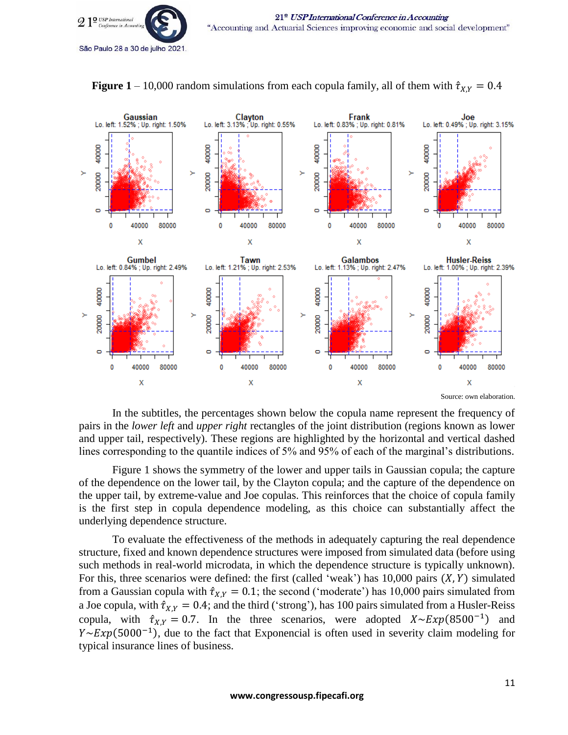**Figure 1** – 10,000 random simulations from each copula family, all of them with $\hat{\tau}_{X,Y} = 0.4$

Source: own elaboration.

In the subtitles, the percentages shown below the copula name represent the frequency of pairs in the *lower left* and *upper right* rectangles of the joint distribution (regions known as lower and upper tail, respectively). These regions are highlighted by the horizontal and vertical dashed lines corresponding to the quantile indices of 5% and 95% of each of the marginal's distributions.

Figure 1 shows the symmetry of the lower and upper tails in Gaussian copula; the capture of the dependence on the lower tail, by the Clayton copula; and the capture of the dependence on the upper tail, by extreme-value and Joe copulas. This reinforces that the choice of copula family is the first step in copula dependence modeling, as this choice can substantially affect the underlying dependence structure.

To evaluate the effectiveness of the methods in adequately capturing the real dependence structure, fixed and known dependence structures were imposed from simulated data (before using such methods in real-world microdata, in which the dependence structure is typically unknown). For this, three scenarios were defined: the first (called 'weak') has 10,000 pairs $(X, Y)$ simulated from a Gaussian copula with $\hat{\tau}_{X,Y} = 0.1$; the second ('moderate') has 10,000 pairs simulated from a Joe copula, with $\hat{\tau}_{X,Y} = 0.4$; and the third ('strong'), has 100 pairs simulated from a Husler-Reiss copula, with $\hat{\tau}_{X,Y} = 0.7$. In the three scenarios, were adopted $X \sim Exp(8500^{-1})$ and $Y \sim Exp(5000^{-1})$, due to the fact that Exponencial is often used in severity claim modeling for typical insurance lines of business.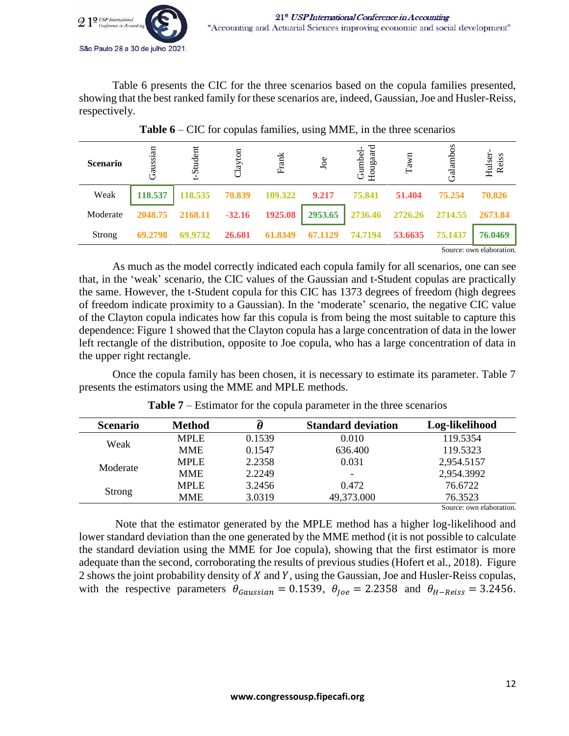Table 6 presents the CIC for the three scenarios based on the copula families presented, showing that the best ranked family for these scenarios are, indeed, Gaussian, Joe and Husler-Reiss, respectively.

**Table 6** – CIC for copulas families, using MME, in the three scenarios

| Scenario | Gaussian | t-Student | Clayton | Frank | Joe | Gumbel-Hougaard | Tawn | Galambos | Hulser-Reiss |
|---|---|---|---|---|---|---|---|---|---|
| Weak | **118.537** | **118.535** | **70.839** | **109.322** | **9.217** | **75.841** | **51.404** | **75.254** | **70.826** |
| Moderate | **2048.75** | **2168.11** | **-32.16** | **1925.08** | **2953.65** | **2736.46** | **2726.26** | **2714.55** | **2673.84** |
| Strong | **69.2798** | **69.9732** | **26.681** | **61.8349** | **67.1129** | **74.7194** | **53.6635** | **75.1437** | **76.0469** |

Source: own elaboration.

As much as the model correctly indicated each copula family for all scenarios, one can see that, in the 'weak' scenario, the CIC values of the Gaussian and t-Student copulas are practically the same. However, the t-Student copula for this CIC has 1373 degrees of freedom (high degrees of freedom indicate proximity to a Gaussian). In the 'moderate' scenario, the negative CIC value of the Clayton copula indicates how far this copula is from being the most suitable to capture this dependence: Figure 1 showed that the Clayton copula has a large concentration of data in the lower left rectangle of the distribution, opposite to Joe copula, who has a large concentration of data in the upper right rectangle.

Once the copula family has been chosen, it is necessary to estimate its parameter. Table 7 presents the estimators using the MME and MPLE methods.

**Table 7** – Estimator for the copula parameter in the three scenarios

| Scenario | Method | $\hat{\theta}$ | Standard deviation | Log-likelihood |
|---|---|---|---|---|
| Weak | MPLE | 0.1539 | 0.010 | 119.5354 |
| | MME | 0.1547 | 636.400 | 119.5323 |
| Moderate | MPLE | 2.2358 | 0.031 | 2,954.5157 |
| | MME | 2.2249 | - | 2,954.3992 |
| Strong | MPLE | 3.2456 | 0.472 | 76.6722 |
| | MME | 3.0319 | 49,373.000 | 76.3523 |

Source: own elaboration.

Note that the estimator generated by the MPLE method has a higher log-likelihood and lower standard deviation than the one generated by the MME method (it is not possible to calculate the standard deviation using the MME for Joe copula), showing that the first estimator is more adequate than the second, corroborating the results of previous studies (Hofert et al., 2018). Figure 2 shows the joint probability density of $X$ and $Y$, using the Gaussian, Joe and Husler-Reiss copulas, with the respective parameters $\theta_{Gaussian} = 0.1539$, $\theta_{Joe} = 2.2358$ and $\theta_{H-Reiss} = 3.2456$.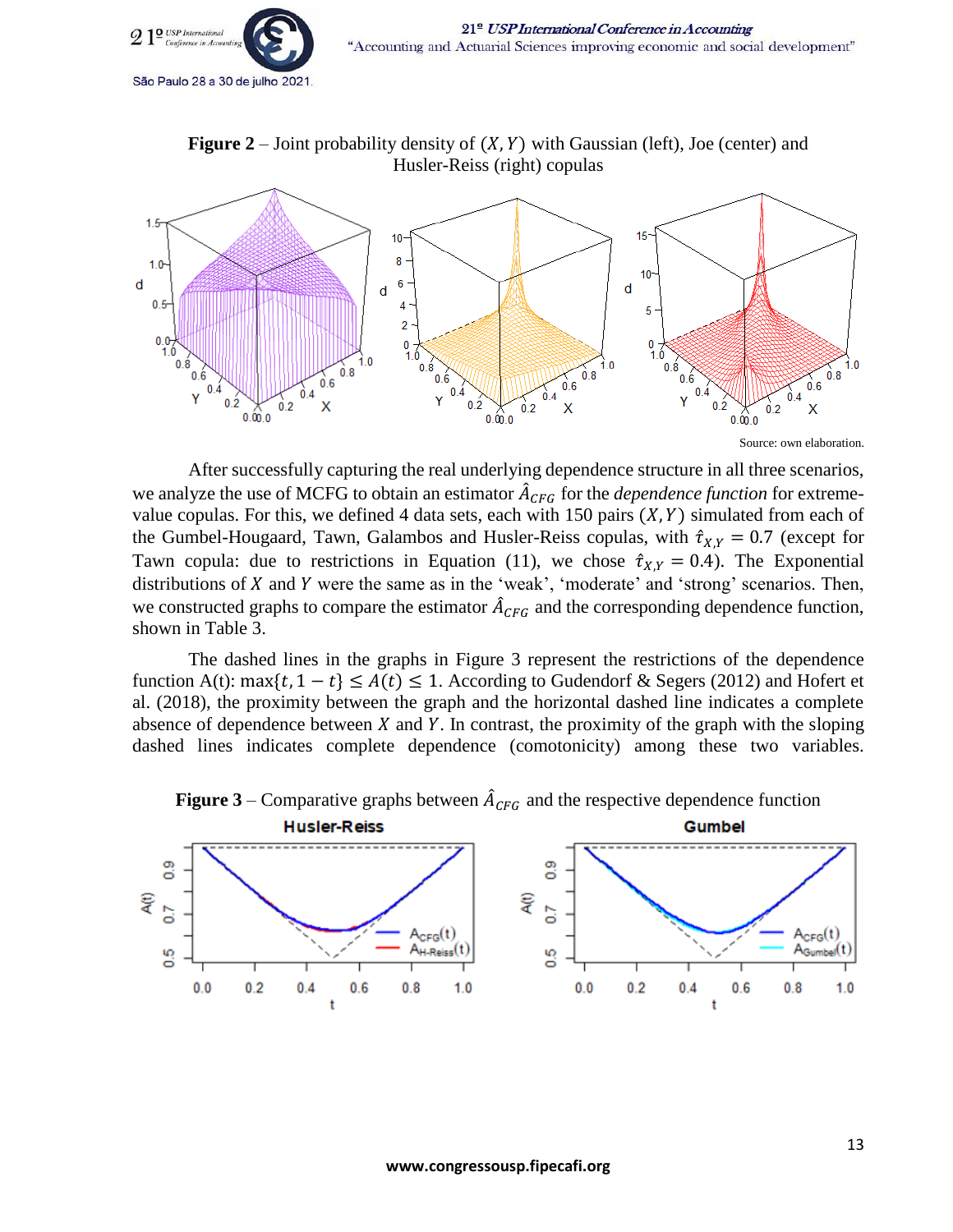**Figure 2** – Joint probability density of $(X, Y)$ with Gaussian (left), Joe (center) and Husler-Reiss (right) copulas

Source: own elaboration.

After successfully capturing the real underlying dependence structure in all three scenarios, we analyze the use of MCFG to obtain an estimator $\hat{A}_{CFG}$ for the *dependence function* for extreme-value copulas. For this, we defined 4 data sets, each with 150 pairs $(X, Y)$ simulated from each of the Gumbel-Hougaard, Tawn, Galambos and Husler-Reiss copulas, with $\hat{\tau}_{X,Y} = 0.7$ (except for Tawn copula: due to restrictions in Equation (11), we chose $\hat{\tau}_{X,Y} = 0.4$). The Exponential distributions of $X$ and $Y$ were the same as in the 'weak', 'moderate' and 'strong' scenarios. Then, we constructed graphs to compare the estimator $\hat{A}_{CFG}$ and the corresponding dependence function, shown in Table 3.

The dashed lines in the graphs in Figure 3 represent the restrictions of the dependence function A(t): $\max\{t, 1-t\} \leq A(t) \leq 1$. According to Gudendorf & Segers (2012) and Hofert et al. (2018), the proximity between the graph and the horizontal dashed line indicates a complete absence of dependence between $X$ and $Y$. In contrast, the proximity of the graph with the sloping dashed lines indicates complete dependence (comotonicity) among these two variables.

**Figure 3** – Comparative graphs between $\hat{A}_{CFG}$ and the respective dependence function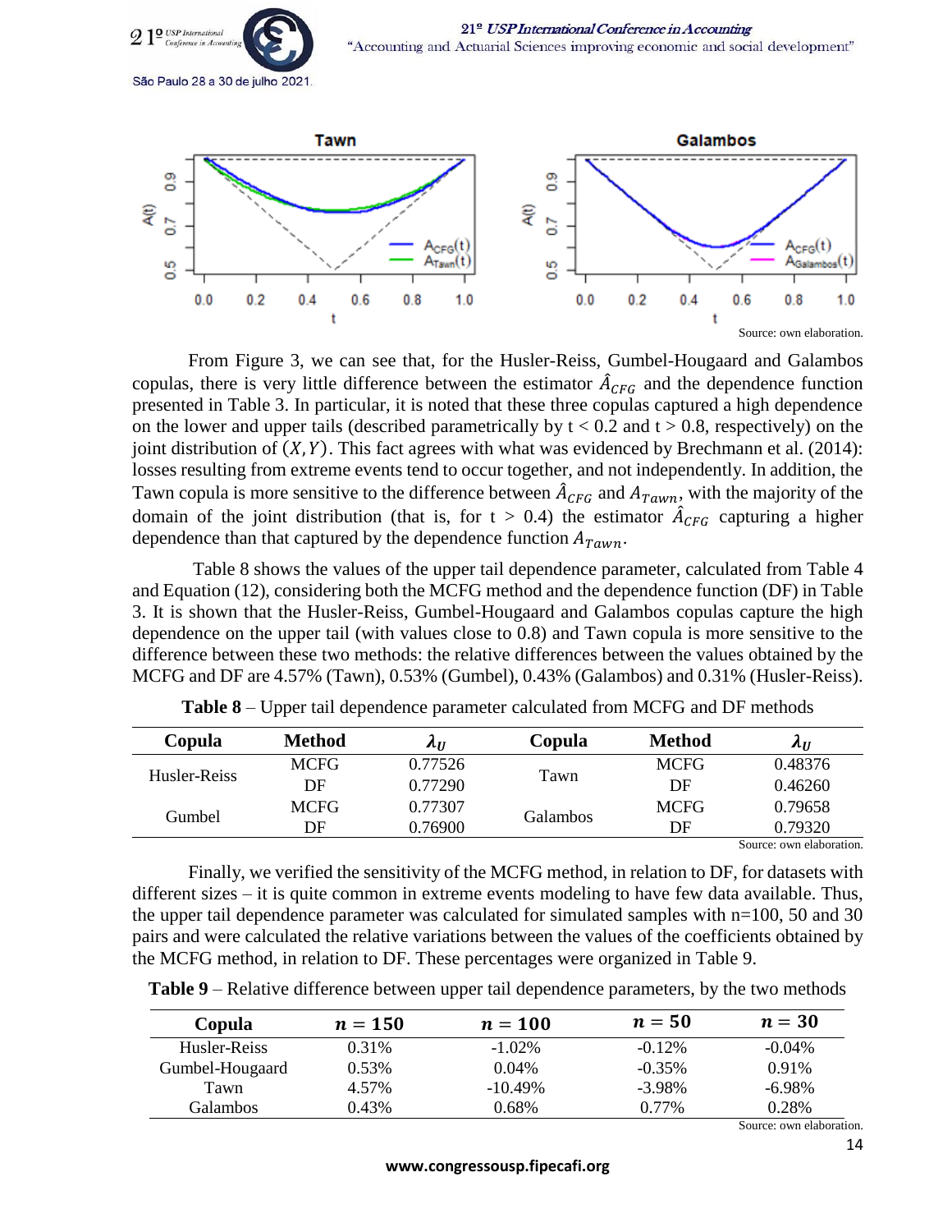Source: own elaboration.

From Figure 3, we can see that, for the Husler-Reiss, Gumbel-Hougaard and Galambos copulas, there is very little difference between the estimator $\hat{A}_{CFG}$ and the dependence function presented in Table 3. In particular, it is noted that these three copulas captured a high dependence on the lower and upper tails (described parametrically by $t < 0.2$ and $t > 0.8$, respectively) on the joint distribution of $(X, Y)$. This fact agrees with what was evidenced by Brechmann et al. (2014): losses resulting from extreme events tend to occur together, and not independently. In addition, the Tawn copula is more sensitive to the difference between $\hat{A}_{CFG}$ and $A_{Tawn}$, with the majority of the domain of the joint distribution (that is, for $t > 0.4$) the estimator $\hat{A}_{CFG}$ capturing a higher dependence than that captured by the dependence function $A_{Tawn}$.

Table 8 shows the values of the upper tail dependence parameter, calculated from Table 4 and Equation (12), considering both the MCFG method and the dependence function (DF) in Table 3. It is shown that the Husler-Reiss, Gumbel-Hougaard and Galambos copulas capture the high dependence on the upper tail (with values close to 0.8) and Tawn copula is more sensitive to the difference between these two methods: the relative differences between the values obtained by the MCFG and DF are 4.57% (Tawn), 0.53% (Gumbel), 0.43% (Galambos) and 0.31% (Husler-Reiss).

**Table 8** – Upper tail dependence parameter calculated from MCFG and DF methods

| Copula | Method | $\lambda_U$ | Copula | Method | $\lambda_U$ |
|---|---|---|---|---|---|
| Husler-Reiss | MCFG | 0.77526 | Tawn | MCFG | 0.48376 |
| | DF | 0.77290 | | DF | 0.46260 |
| Gumbel | MCFG | 0.77307 | Galambos | MCFG | 0.79658 |
| | DF | 0.76900 | | DF | 0.79320 |

Source: own elaboration.

Finally, we verified the sensitivity of the MCFG method, in relation to DF, for datasets with different sizes – it is quite common in extreme events modeling to have few data available. Thus, the upper tail dependence parameter was calculated for simulated samples with n=100, 50 and 30 pairs and were calculated the relative variations between the values of the coefficients obtained by the MCFG method, in relation to DF. These percentages were organized in Table 9.

**Table 9** – Relative difference between upper tail dependence parameters, by the two methods

| Copula | $n = 150$ | $n = 100$ | $n = 50$ | $n = 30$ |
|---|---|---|---|---|
| Husler-Reiss | 0.31% | -1.02% | -0.12% | -0.04% |
| Gumbel-Hougaard | 0.53% | 0.04% | -0.35% | 0.91% |
| Tawn | 4.57% | -10.49% | -3.98% | -6.98% |
| Galambos | 0.43% | 0.68% | 0.77% | 0.28% |

Source: own elaboration.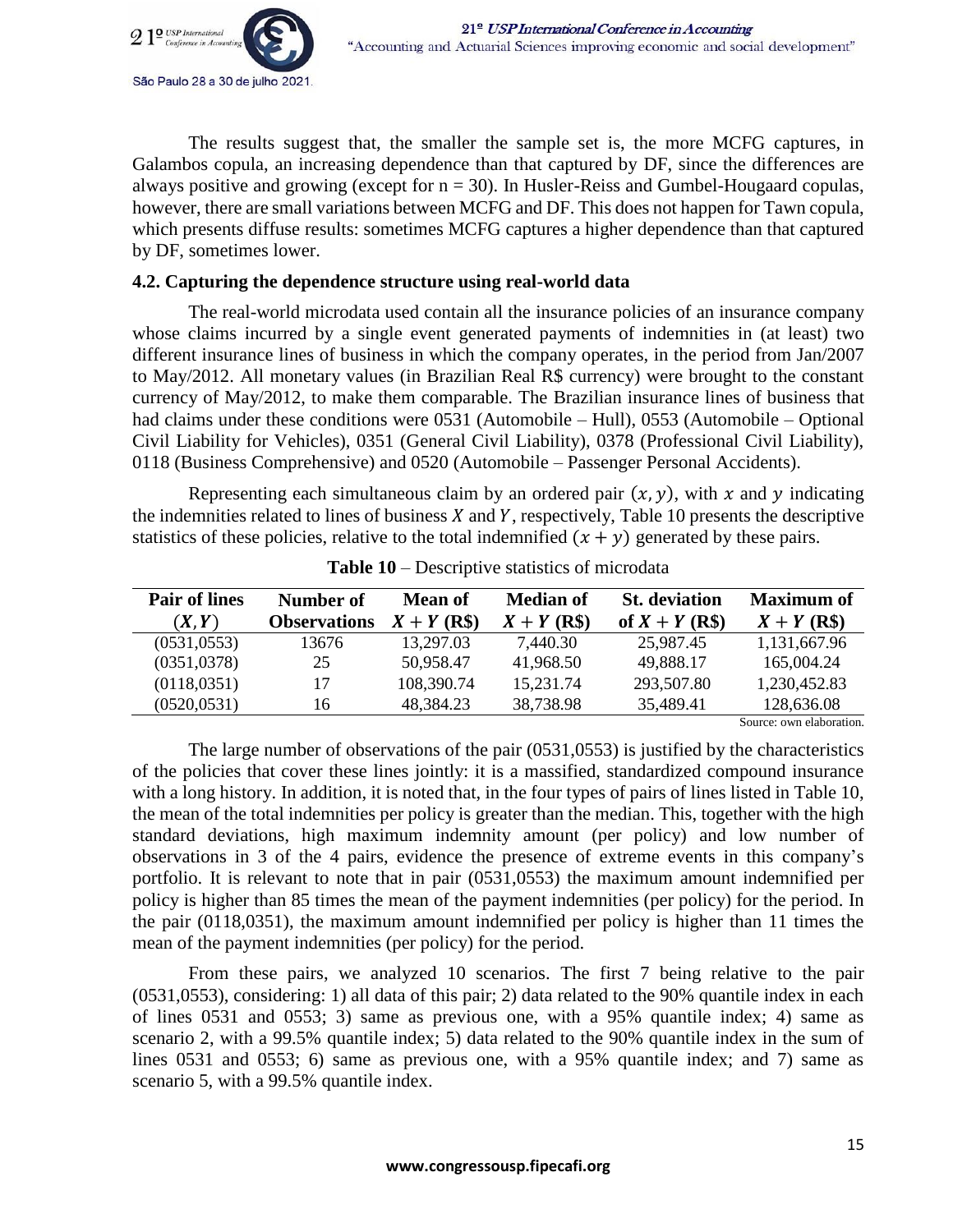The results suggest that, the smaller the sample set is, the more MCFG captures, in Galambos copula, an increasing dependence than that captured by DF, since the differences are always positive and growing (except for n = 30). In Husler-Reiss and Gumbel-Hougaard copulas, however, there are small variations between MCFG and DF. This does not happen for Tawn copula, which presents diffuse results: sometimes MCFG captures a higher dependence than that captured by DF, sometimes lower.

### 4.2. Capturing the dependence structure using real-world data

The real-world microdata used contain all the insurance policies of an insurance company whose claims incurred by a single event generated payments of indemnities in (at least) two different insurance lines of business in which the company operates, in the period from Jan/2007 to May/2012. All monetary values (in Brazilian Real R$ currency) were brought to the constant currency of May/2012, to make them comparable. The Brazilian insurance lines of business that had claims under these conditions were 0531 (Automobile – Hull), 0553 (Automobile – Optional Civil Liability for Vehicles), 0351 (General Civil Liability), 0378 (Professional Civil Liability), 0118 (Business Comprehensive) and 0520 (Automobile – Passenger Personal Accidents).

Representing each simultaneous claim by an ordered pair $(x, y)$, with $x$ and $y$ indicating the indemnities related to lines of business $X$ and $Y$, respectively, Table 10 presents the descriptive statistics of these policies, relative to the total indemnified $(x + y)$ generated by these pairs.

**Table 10** – Descriptive statistics of microdata

| Pair of lines $(X, Y)$ | Number of Observations | Mean of $X + Y$ (R$) | Median of $X + Y$ (R$) | St. deviation of $X + Y$ (R$) | Maximum of $X + Y$ (R$) |
|---|---|---|---|---|---|
| (0531,0553) | 13676 | 13,297.03 | 7,440.30 | 25,987.45 | 1,131,667.96 |
| (0351,0378) | 25 | 50,958.47 | 41,968.50 | 49,888.17 | 165,004.24 |
| (0118,0351) | 17 | 108,390.74 | 15,231.74 | 293,507.80 | 1,230,452.83 |
| (0520,0531) | 16 | 48,384.23 | 38,738.98 | 35,489.41 | 128,636.08 |

Source: own elaboration.

The large number of observations of the pair (0531,0553) is justified by the characteristics of the policies that cover these lines jointly: it is a massified, standardized compound insurance with a long history. In addition, it is noted that, in the four types of pairs of lines listed in Table 10, the mean of the total indemnities per policy is greater than the median. This, together with the high standard deviations, high maximum indemnity amount (per policy) and low number of observations in 3 of the 4 pairs, evidence the presence of extreme events in this company's portfolio. It is relevant to note that in pair (0531,0553) the maximum amount indemnified per policy is higher than 85 times the mean of the payment indemnities (per policy) for the period. In the pair (0118,0351), the maximum amount indemnified per policy is higher than 11 times the mean of the payment indemnities (per policy) for the period.

From these pairs, we analyzed 10 scenarios. The first 7 being relative to the pair (0531,0553), considering: 1) all data of this pair; 2) data related to the 90% quantile index in each of lines 0531 and 0553; 3) same as previous one, with a 95% quantile index; 4) same as scenario 2, with a 99.5% quantile index; 5) data related to the 90% quantile index in the sum of lines 0531 and 0553; 6) same as previous one, with a 95% quantile index; and 7) same as scenario 5, with a 99.5% quantile index.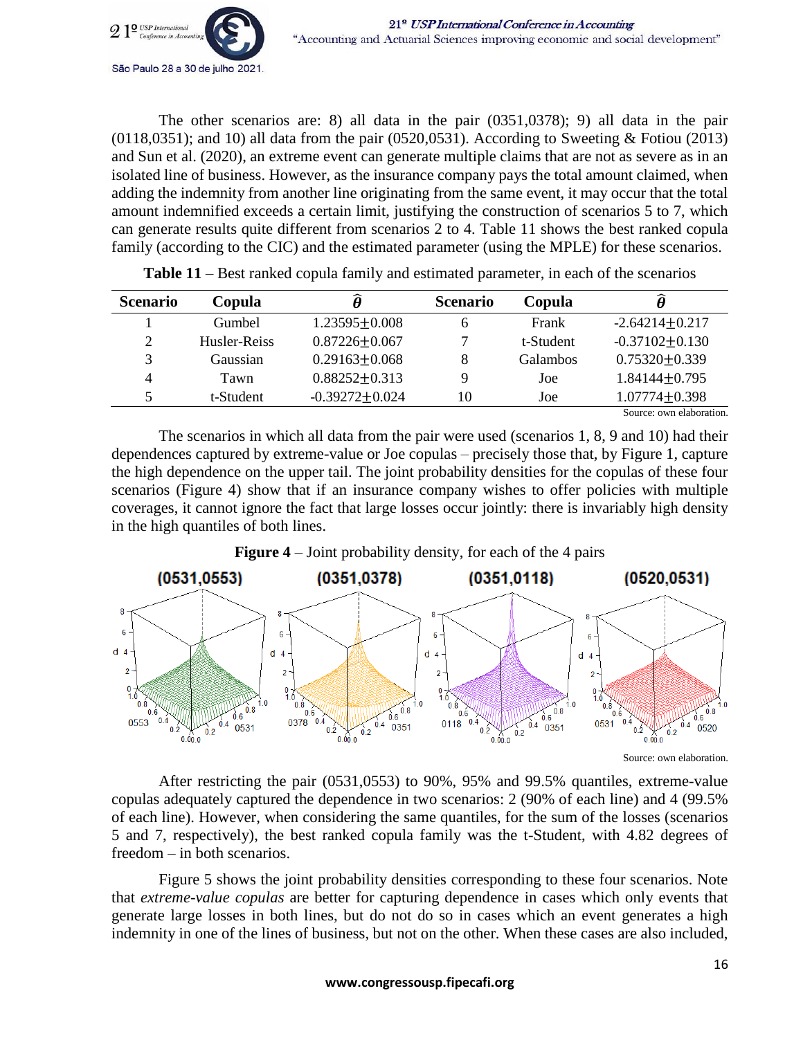The other scenarios are: 8) all data in the pair (0351,0378); 9) all data in the pair (0118,0351); and 10) all data from the pair (0520,0531). According to Sweeting & Fotiou (2013) and Sun et al. (2020), an extreme event can generate multiple claims that are not as severe as in an isolated line of business. However, as the insurance company pays the total amount claimed, when adding the indemnity from another line originating from the same event, it may occur that the total amount indemnified exceeds a certain limit, justifying the construction of scenarios 5 to 7, which can generate results quite different from scenarios 2 to 4. Table 11 shows the best ranked copula family (according to the CIC) and the estimated parameter (using the MPLE) for these scenarios.

**Table 11** – Best ranked copula family and estimated parameter, in each of the scenarios

| Scenario | Copula | $\hat{\theta}$ | Scenario | Copula | $\hat{\theta}$ |
|---|---|---|---|---|---|
| 1 | Gumbel | $1.23595 \pm 0.008$ | 6 | Frank | $-2.64214 \pm 0.217$ |
| 2 | Husler-Reiss | $0.87226 \pm 0.067$ | 7 | t-Student | $-0.37102 \pm 0.130$ |
| 3 | Gaussian | $0.29163 \pm 0.068$ | 8 | Galambos | $0.75320 \pm 0.339$ |
| 4 | Tawn | $0.88252 \pm 0.313$ | 9 | Joe | $1.84144 \pm 0.795$ |
| 5 | t-Student | $-0.39272 \pm 0.024$ | 10 | Joe | $1.07774 \pm 0.398$ |

Source: own elaboration.

The scenarios in which all data from the pair were used (scenarios 1, 8, 9 and 10) had their dependences captured by extreme-value or Joe copulas – precisely those that, by Figure 1, capture the high dependence on the upper tail. The joint probability densities for the copulas of these four scenarios (Figure 4) show that if an insurance company wishes to offer policies with multiple coverages, it cannot ignore the fact that large losses occur jointly: there is invariably high density in the high quantiles of both lines.

**Figure 4** – Joint probability density, for each of the 4 pairs

Source: own elaboration.

After restricting the pair (0531,0553) to 90%, 95% and 99.5% quantiles, extreme-value copulas adequately captured the dependence in two scenarios: 2 (90% of each line) and 4 (99.5% of each line). However, when considering the same quantiles, for the sum of the losses (scenarios 5 and 7, respectively), the best ranked copula family was the t-Student, with 4.82 degrees of freedom – in both scenarios.

Figure 5 shows the joint probability densities corresponding to these four scenarios. Note that *extreme-value copulas* are better for capturing dependence in cases which only events that generate large losses in both lines, but do not do so in cases which an event generates a high indemnity in one of the lines of business, but not on the other. When these cases are also included,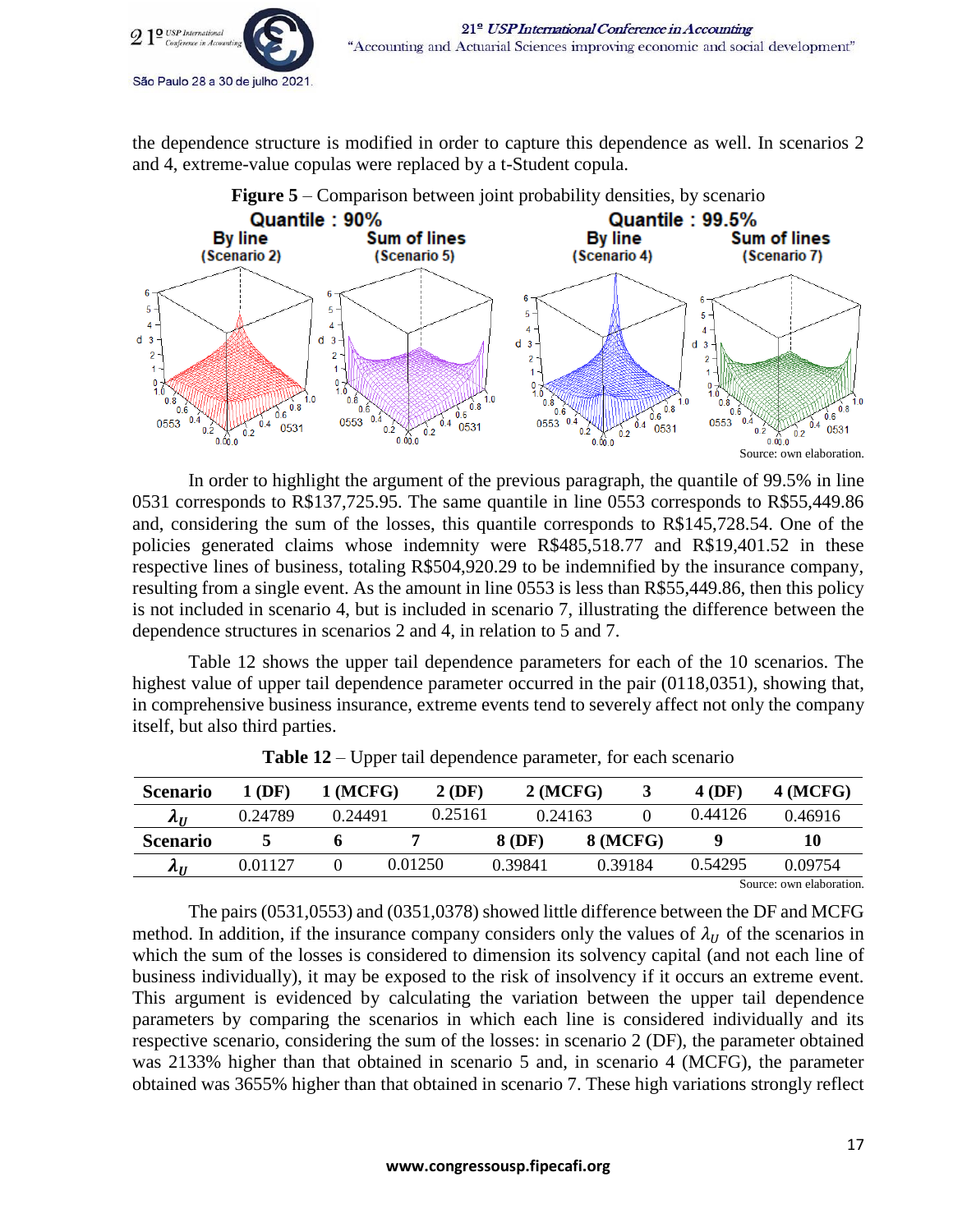the dependence structure is modified in order to capture this dependence as well. In scenarios 2 and 4, extreme-value copulas were replaced by a t-Student copula.

**Figure 5** – Comparison between joint probability densities, by scenario

Source: own elaboration.

In order to highlight the argument of the previous paragraph, the quantile of 99.5% in line 0531 corresponds to R$137,725.95. The same quantile in line 0553 corresponds to R$55,449.86 and, considering the sum of the losses, this quantile corresponds to R$145,728.54. One of the policies generated claims whose indemnity were R$485,518.77 and R$19,401.52 in these respective lines of business, totaling R$504,920.29 to be indemnified by the insurance company, resulting from a single event. As the amount in line 0553 is less than R$55,449.86, then this policy is not included in scenario 4, but is included in scenario 7, illustrating the difference between the dependence structures in scenarios 2 and 4, in relation to 5 and 7.

Table 12 shows the upper tail dependence parameters for each of the 10 scenarios. The highest value of upper tail dependence parameter occurred in the pair (0118,0351), showing that, in comprehensive business insurance, extreme events tend to severely affect not only the company itself, but also third parties.

**Table 12** – Upper tail dependence parameter, for each scenario

| **Scenario** | **1 (DF)** | **1 (MCFG)** | **2 (DF)** | **2 (MCFG)** | **3** | **4 (DF)** | **4 (MCFG)** |
|---|---|---|---|---|---|---|---|
| $\lambda_U$ | 0.24789 | 0.24491 | 0.25161 | 0.24163 | 0 | 0.44126 | 0.46916 |
| **Scenario** | **5** | **6** | **7** | **8 (DF)** | **8 (MCFG)** | **9** | **10** |
| $\lambda_U$ | 0.01127 | 0 | 0.01250 | 0.39841 | 0.39184 | 0.54295 | 0.09754 |

Source: own elaboration.

The pairs (0531,0553) and (0351,0378) showed little difference between the DF and MCFG method. In addition, if the insurance company considers only the values of $\lambda_U$ of the scenarios in which the sum of the losses is considered to dimension its solvency capital (and not each line of business individually), it may be exposed to the risk of insolvency if it occurs an extreme event. This argument is evidenced by calculating the variation between the upper tail dependence parameters by comparing the scenarios in which each line is considered individually and its respective scenario, considering the sum of the losses: in scenario 2 (DF), the parameter obtained was 2133% higher than that obtained in scenario 5 and, in scenario 4 (MCFG), the parameter obtained was 3655% higher than that obtained in scenario 7. These high variations strongly reflect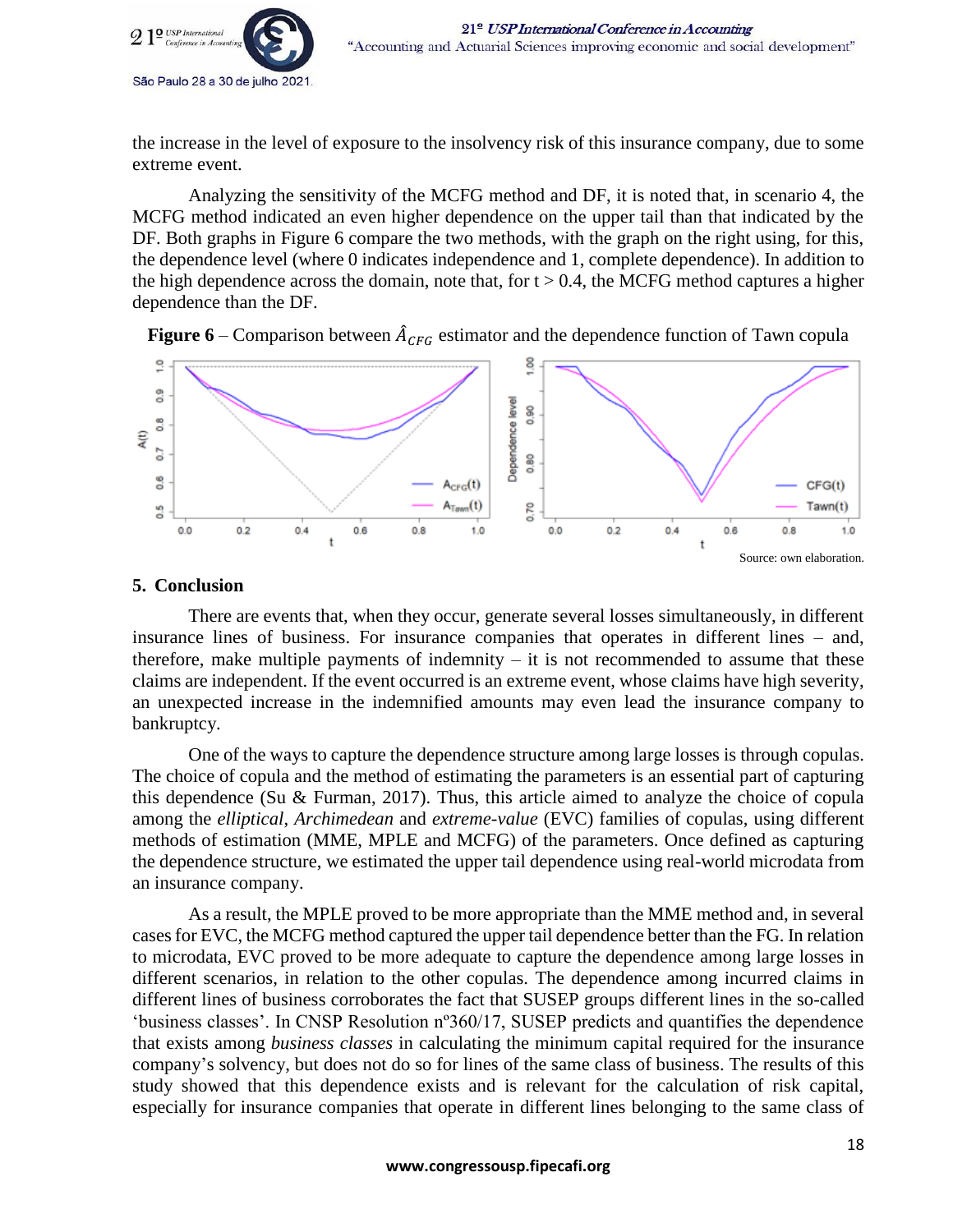the increase in the level of exposure to the insolvency risk of this insurance company, due to some extreme event.

Analyzing the sensitivity of the MCFG method and DF, it is noted that, in scenario 4, the MCFG method indicated an even higher dependence on the upper tail than that indicated by the DF. Both graphs in Figure 6 compare the two methods, with the graph on the right using, for this, the dependence level (where 0 indicates independence and 1, complete dependence). In addition to the high dependence across the domain, note that, for t > 0.4, the MCFG method captures a higher dependence than the DF.

**Figure 6** – Comparison between $\hat{A}_{CFG}$ estimator and the dependence function of Tawn copula

Source: own elaboration.

## 5. Conclusion

There are events that, when they occur, generate several losses simultaneously, in different insurance lines of business. For insurance companies that operates in different lines – and, therefore, make multiple payments of indemnity – it is not recommended to assume that these claims are independent. If the event occurred is an extreme event, whose claims have high severity, an unexpected increase in the indemnified amounts may even lead the insurance company to bankruptcy.

One of the ways to capture the dependence structure among large losses is through copulas. The choice of copula and the method of estimating the parameters is an essential part of capturing this dependence (Su & Furman, 2017). Thus, this article aimed to analyze the choice of copula among the *elliptical*, *Archimedean* and *extreme-value* (EVC) families of copulas, using different methods of estimation (MME, MPLE and MCFG) of the parameters. Once defined as capturing the dependence structure, we estimated the upper tail dependence using real-world microdata from an insurance company.

As a result, the MPLE proved to be more appropriate than the MME method and, in several cases for EVC, the MCFG method captured the upper tail dependence better than the FG. In relation to microdata, EVC proved to be more adequate to capture the dependence among large losses in different scenarios, in relation to the other copulas. The dependence among incurred claims in different lines of business corroborates the fact that SUSEP groups different lines in the so-called 'business classes'. In CNSP Resolution nº360/17, SUSEP predicts and quantifies the dependence that exists among *business classes* in calculating the minimum capital required for the insurance company's solvency, but does not do so for lines of the same class of business. The results of this study showed that this dependence exists and is relevant for the calculation of risk capital, especially for insurance companies that operate in different lines belonging to the same class of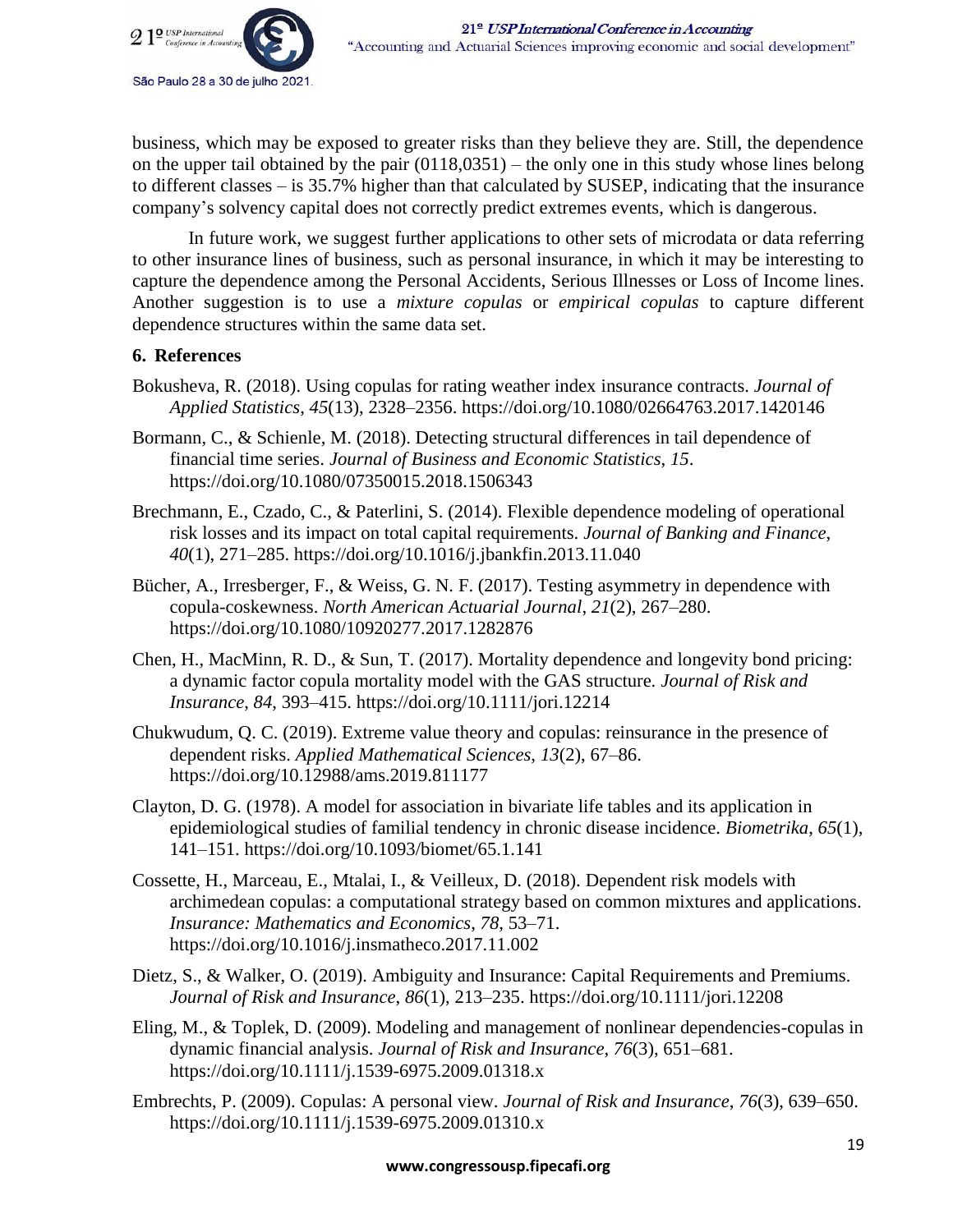business, which may be exposed to greater risks than they believe they are. Still, the dependence on the upper tail obtained by the pair (0118,0351) – the only one in this study whose lines belong to different classes – is 35.7% higher than that calculated by SUSEP, indicating that the insurance company's solvency capital does not correctly predict extremes events, which is dangerous.

In future work, we suggest further applications to other sets of microdata or data referring to other insurance lines of business, such as personal insurance, in which it may be interesting to capture the dependence among the Personal Accidents, Serious Illnesses or Loss of Income lines. Another suggestion is to use a *mixture copulas* or *empirical copulas* to capture different dependence structures within the same data set.

## 6. References

Bokusheva, R. (2018). Using copulas for rating weather index insurance contracts. *Journal of Applied Statistics*, *45*(13), 2328–2356. https://doi.org/10.1080/02664763.2017.1420146

Bormann, C., & Schienle, M. (2018). Detecting structural differences in tail dependence of financial time series. *Journal of Business and Economic Statistics*, *15*. https://doi.org/10.1080/07350015.2018.1506343

Brechmann, E., Czado, C., & Paterlini, S. (2014). Flexible dependence modeling of operational risk losses and its impact on total capital requirements. *Journal of Banking and Finance*, *40*(1), 271–285. https://doi.org/10.1016/j.jbankfin.2013.11.040

Bücher, A., Irresberger, F., & Weiss, G. N. F. (2017). Testing asymmetry in dependence with copula-coskewness. *North American Actuarial Journal*, *21*(2), 267–280. https://doi.org/10.1080/10920277.2017.1282876

Chen, H., MacMinn, R. D., & Sun, T. (2017). Mortality dependence and longevity bond pricing: a dynamic factor copula mortality model with the GAS structure. *Journal of Risk and Insurance*, *84*, 393–415. https://doi.org/10.1111/jori.12214

Chukwudum, Q. C. (2019). Extreme value theory and copulas: reinsurance in the presence of dependent risks. *Applied Mathematical Sciences*, *13*(2), 67–86. https://doi.org/10.12988/ams.2019.811177

Clayton, D. G. (1978). A model for association in bivariate life tables and its application in epidemiological studies of familial tendency in chronic disease incidence. *Biometrika*, *65*(1), 141–151. https://doi.org/10.1093/biomet/65.1.141

Cossette, H., Marceau, E., Mtalai, I., & Veilleux, D. (2018). Dependent risk models with archimedean copulas: a computational strategy based on common mixtures and applications. *Insurance: Mathematics and Economics*, *78*, 53–71. https://doi.org/10.1016/j.insmatheco.2017.11.002

Dietz, S., & Walker, O. (2019). Ambiguity and Insurance: Capital Requirements and Premiums. *Journal of Risk and Insurance*, *86*(1), 213–235. https://doi.org/10.1111/jori.12208

Eling, M., & Toplek, D. (2009). Modeling and management of nonlinear dependencies-copulas in dynamic financial analysis. *Journal of Risk and Insurance*, *76*(3), 651–681. https://doi.org/10.1111/j.1539-6975.2009.01318.x

Embrechts, P. (2009). Copulas: A personal view. *Journal of Risk and Insurance*, *76*(3), 639–650. https://doi.org/10.1111/j.1539-6975.2009.01310.x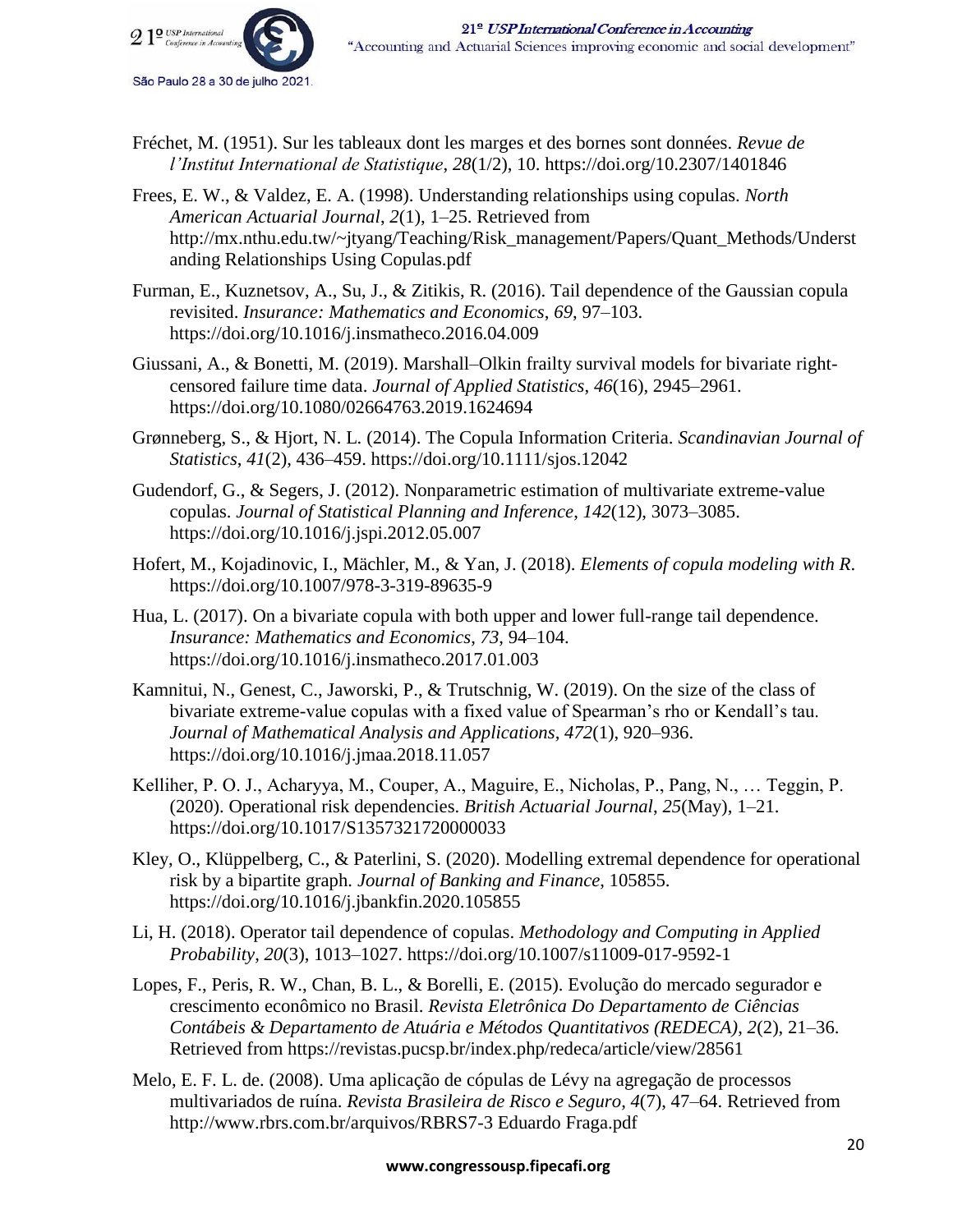Fréchet, M. (1951). Sur les tableaux dont les marges et des bornes sont données. *Revue de l'Institut International de Statistique*, *28*(1/2), 10. https://doi.org/10.2307/1401846

Frees, E. W., & Valdez, E. A. (1998). Understanding relationships using copulas. *North American Actuarial Journal*, *2*(1), 1–25. Retrieved from http://mx.nthu.edu.tw/~jtyang/Teaching/Risk_management/Papers/Quant_Methods/Understanding Relationships Using Copulas.pdf

Furman, E., Kuznetsov, A., Su, J., & Zitikis, R. (2016). Tail dependence of the Gaussian copula revisited. *Insurance: Mathematics and Economics*, *69*, 97–103. https://doi.org/10.1016/j.insmatheco.2016.04.009

Giussani, A., & Bonetti, M. (2019). Marshall–Olkin frailty survival models for bivariate right-censored failure time data. *Journal of Applied Statistics*, *46*(16), 2945–2961. https://doi.org/10.1080/02664763.2019.1624694

Grønneberg, S., & Hjort, N. L. (2014). The Copula Information Criteria. *Scandinavian Journal of Statistics*, *41*(2), 436–459. https://doi.org/10.1111/sjos.12042

Gudendorf, G., & Segers, J. (2012). Nonparametric estimation of multivariate extreme-value copulas. *Journal of Statistical Planning and Inference*, *142*(12), 3073–3085. https://doi.org/10.1016/j.jspi.2012.05.007

Hofert, M., Kojadinovic, I., Mächler, M., & Yan, J. (2018). *Elements of copula modeling with R*. https://doi.org/10.1007/978-3-319-89635-9

Hua, L. (2017). On a bivariate copula with both upper and lower full-range tail dependence. *Insurance: Mathematics and Economics*, *73*, 94–104. https://doi.org/10.1016/j.insmatheco.2017.01.003

Kamnitui, N., Genest, C., Jaworski, P., & Trutschnig, W. (2019). On the size of the class of bivariate extreme-value copulas with a fixed value of Spearman's rho or Kendall's tau. *Journal of Mathematical Analysis and Applications*, *472*(1), 920–936. https://doi.org/10.1016/j.jmaa.2018.11.057

Kelliher, P. O. J., Acharyya, M., Couper, A., Maguire, E., Nicholas, P., Pang, N., … Teggin, P. (2020). Operational risk dependencies. *British Actuarial Journal*, *25*(May), 1–21. https://doi.org/10.1017/S1357321720000033

Kley, O., Klüppelberg, C., & Paterlini, S. (2020). Modelling extremal dependence for operational risk by a bipartite graph. *Journal of Banking and Finance*, 105855. https://doi.org/10.1016/j.jbankfin.2020.105855

Li, H. (2018). Operator tail dependence of copulas. *Methodology and Computing in Applied Probability*, *20*(3), 1013–1027. https://doi.org/10.1007/s11009-017-9592-1

Lopes, F., Peris, R. W., Chan, B. L., & Borelli, E. (2015). Evolução do mercado segurador e crescimento econômico no Brasil. *Revista Eletrônica Do Departamento de Ciências Contábeis & Departamento de Atuária e Métodos Quantitativos (REDECA)*, *2*(2), 21–36. Retrieved from https://revistas.pucsp.br/index.php/redeca/article/view/28561

Melo, E. F. L. de. (2008). Uma aplicação de cópulas de Lévy na agregação de processos multivariados de ruína. *Revista Brasileira de Risco e Seguro*, *4*(7), 47–64. Retrieved from http://www.rbrs.com.br/arquivos/RBRS7-3 Eduardo Fraga.pdf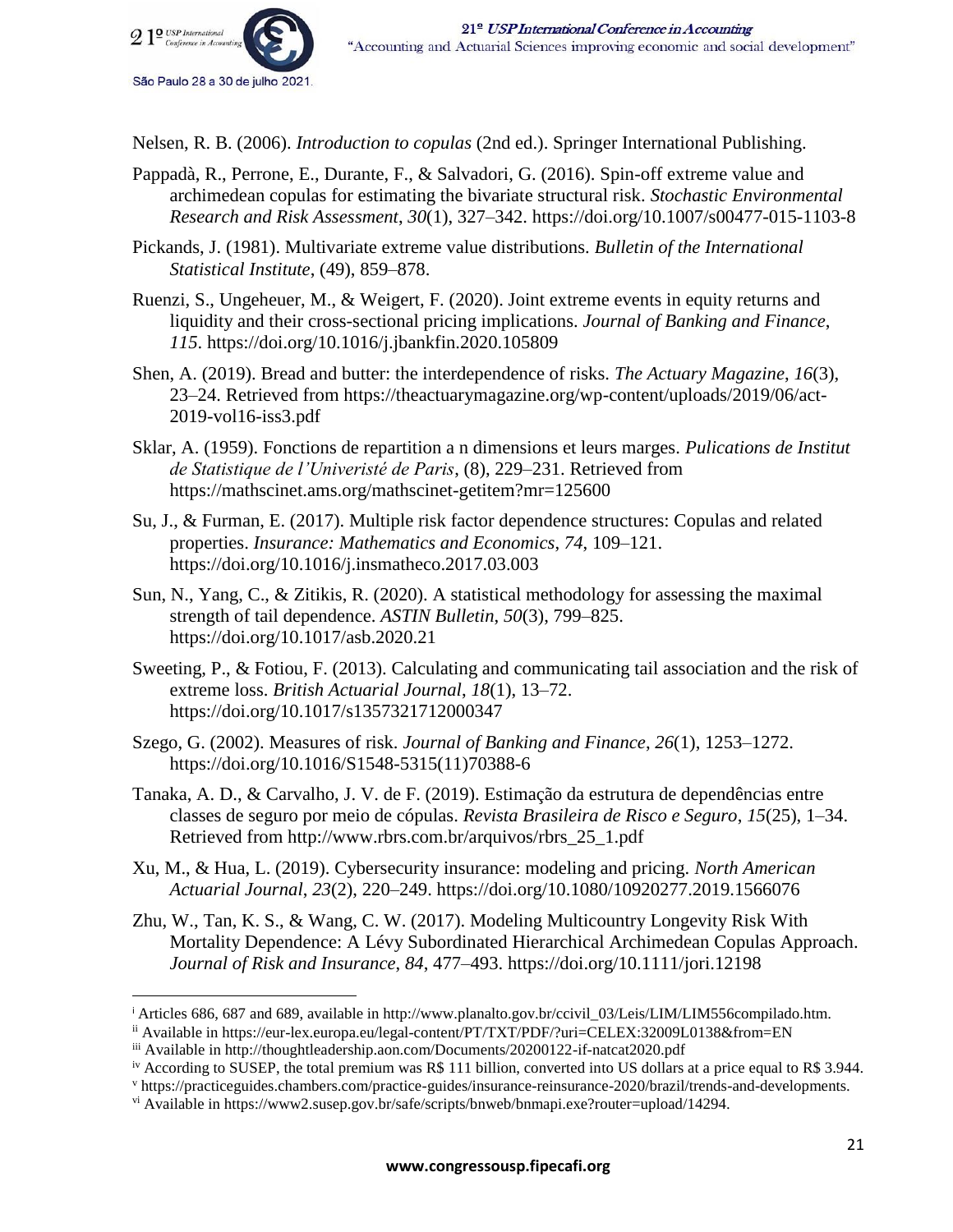Nelsen, R. B. (2006). *Introduction to copulas* (2nd ed.). Springer International Publishing.

Pappadà, R., Perrone, E., Durante, F., & Salvadori, G. (2016). Spin-off extreme value and archimedean copulas for estimating the bivariate structural risk. *Stochastic Environmental Research and Risk Assessment*, *30*(1), 327–342. https://doi.org/10.1007/s00477-015-1103-8

Pickands, J. (1981). Multivariate extreme value distributions. *Bulletin of the International Statistical Institute*, (49), 859–878.

Ruenzi, S., Ungeheuer, M., & Weigert, F. (2020). Joint extreme events in equity returns and liquidity and their cross-sectional pricing implications. *Journal of Banking and Finance*, *115*. https://doi.org/10.1016/j.jbankfin.2020.105809

Shen, A. (2019). Bread and butter: the interdependence of risks. *The Actuary Magazine*, *16*(3), 23–24. Retrieved from https://theactuarymagazine.org/wp-content/uploads/2019/06/act-2019-vol16-iss3.pdf

Sklar, A. (1959). Fonctions de repartition a n dimensions et leurs marges. *Pulications de Institut de Statistique de l'Univeristé de Paris*, (8), 229–231. Retrieved from https://mathscinet.ams.org/mathscinet-getitem?mr=125600

Su, J., & Furman, E. (2017). Multiple risk factor dependence structures: Copulas and related properties. *Insurance: Mathematics and Economics*, *74*, 109–121. https://doi.org/10.1016/j.insmatheco.2017.03.003

Sun, N., Yang, C., & Zitikis, R. (2020). A statistical methodology for assessing the maximal strength of tail dependence. *ASTIN Bulletin*, *50*(3), 799–825. https://doi.org/10.1017/asb.2020.21

Sweeting, P., & Fotiou, F. (2013). Calculating and communicating tail association and the risk of extreme loss. *British Actuarial Journal*, *18*(1), 13–72. https://doi.org/10.1017/s1357321712000347

Szego, G. (2002). Measures of risk. *Journal of Banking and Finance*, *26*(1), 1253–1272. https://doi.org/10.1016/S1548-5315(11)70388-6

Tanaka, A. D., & Carvalho, J. V. de F. (2019). Estimação da estrutura de dependências entre classes de seguro por meio de cópulas. *Revista Brasileira de Risco e Seguro*, *15*(25), 1–34. Retrieved from http://www.rbrs.com.br/arquivos/rbrs_25_1.pdf

Xu, M., & Hua, L. (2019). Cybersecurity insurance: modeling and pricing. *North American Actuarial Journal*, *23*(2), 220–249. https://doi.org/10.1080/10920277.2019.1566076

Zhu, W., Tan, K. S., & Wang, C. W. (2017). Modeling Multicountry Longevity Risk With Mortality Dependence: A Lévy Subordinated Hierarchical Archimedean Copulas Approach. *Journal of Risk and Insurance*, *84*, 477–493. https://doi.org/10.1111/jori.12198

---

[i] Articles 686, 687 and 689, available in http://www.planalto.gov.br/ccivil_03/Leis/LIM/LIM556compilado.htm.

[ii] Available in https://eur-lex.europa.eu/legal-content/PT/TXT/PDF/?uri=CELEX:32009L0138&from=EN

[iii] Available in http://thoughtleadership.aon.com/Documents/20200122-if-natcat2020.pdf

[iv] According to SUSEP, the total premium was R$ 111 billion, converted into US dollars at a price equal to R$ 3.944.

[v] https://practiceguides.chambers.com/practice-guides/insurance-reinsurance-2020/brazil/trends-and-developments.

[vi] Available in https://www2.susep.gov.br/safe/scripts/bnweb/bnmapi.exe?router=upload/14294.